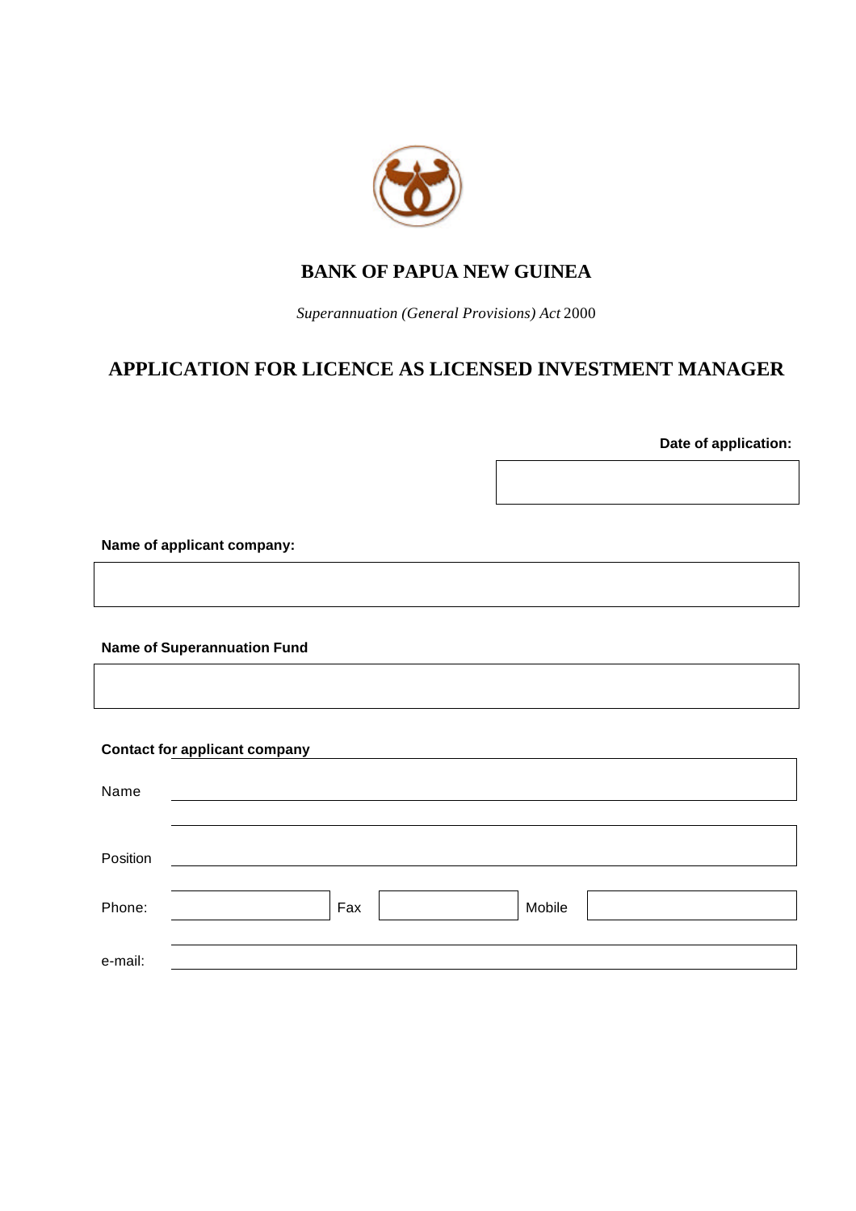# BANK OF PAPUA NEW GUINEA

*Superannuation (General Provisions) Act* 2000

## APPLICATION FOR LICENCE AS LICENSED INVESTMENT MANAGER

**Date of application:**

**Name of applicant company:**

**Name of Superannuation Fund**

**Contact for applicant company**

Name

Position

Phone: Fax Mobile

e-mail: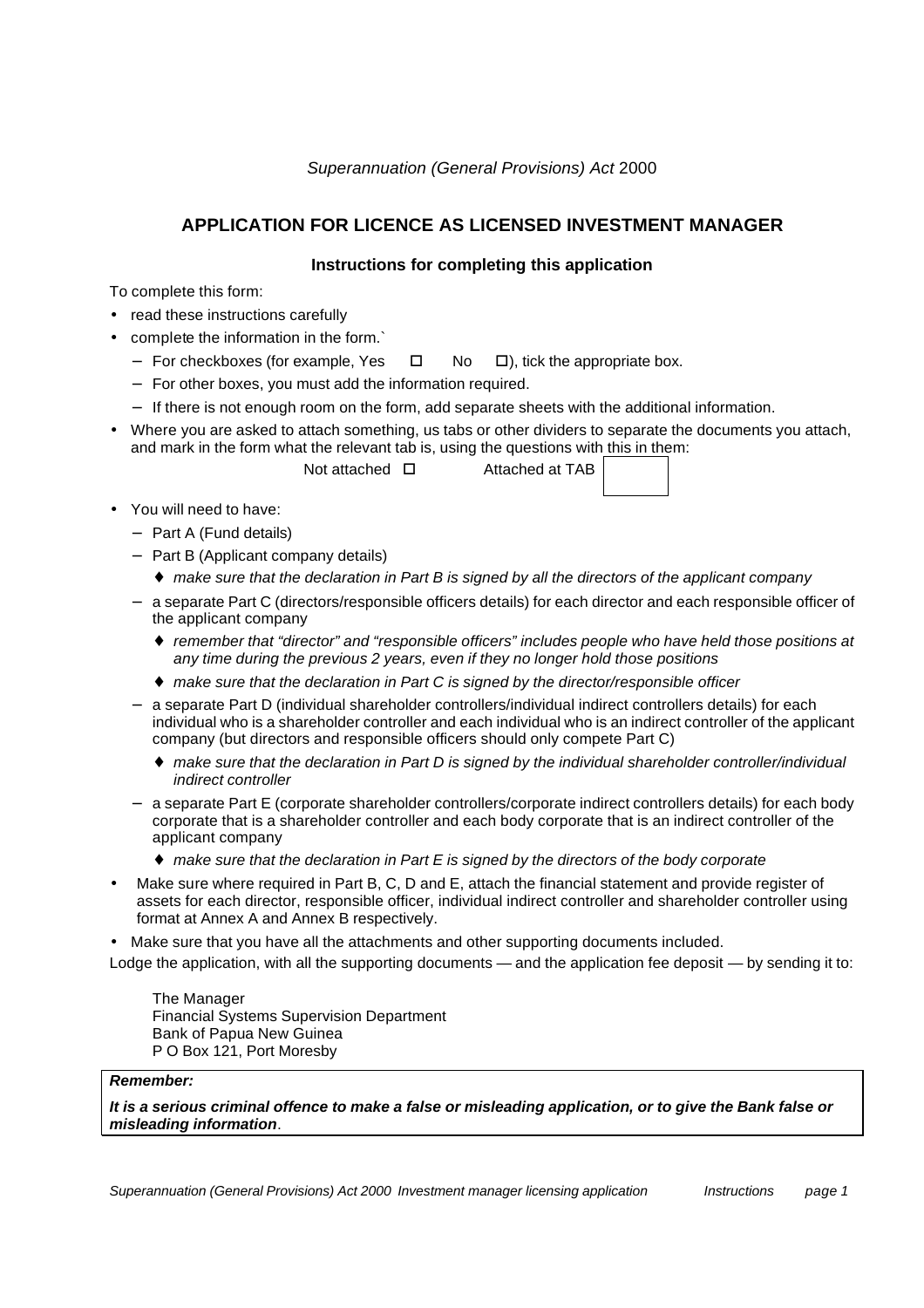*Superannuation (General Provisions) Act* 2000

## APPLICATION FOR LICENCE AS LICENSED INVESTMENT MANAGER

### Instructions for completing this application

To complete this form:

- read these instructions carefully
- complete the information in the form.`
  - For checkboxes (for example, Yes ☐ No ☐), tick the appropriate box.
  - For other boxes, you must add the information required.
  - If there is not enough room on the form, add separate sheets with the additional information.
- Where you are asked to attach something, us tabs or other dividers to separate the documents you attach, and mark in the form what the relevant tab is, using the questions with this in them:

  Not attached ☐ Attached at TAB ☐

- You will need to have:
  - Part A (Fund details)
  - Part B (Applicant company details)
    - ♦ *make sure that the declaration in Part B is signed by all the directors of the applicant company*
  - a separate Part C (directors/responsible officers details) for each director and each responsible officer of the applicant company
    - ♦ *remember that "director" and "responsible officers" includes people who have held those positions at any time during the previous 2 years, even if they no longer hold those positions*
    - ♦ *make sure that the declaration in Part C is signed by the director/responsible officer*
  - a separate Part D (individual shareholder controllers/individual indirect controllers details) for each individual who is a shareholder controller and each individual who is an indirect controller of the applicant company (but directors and responsible officers should only compete Part C)
    - ♦ *make sure that the declaration in Part D is signed by the individual shareholder controller/individual indirect controller*
  - a separate Part E (corporate shareholder controllers/corporate indirect controllers details) for each body corporate that is a shareholder controller and each body corporate that is an indirect controller of the applicant company
    - ♦ *make sure that the declaration in Part E is signed by the directors of the body corporate*
- Make sure where required in Part B, C, D and E, attach the financial statement and provide register of assets for each director, responsible officer, individual indirect controller and shareholder controller using format at Annex A and Annex B respectively.
- Make sure that you have all the attachments and other supporting documents included.

Lodge the application, with all the supporting documents — and the application fee deposit — by sending it to:

The Manager
Financial Systems Supervision Department
Bank of Papua New Guinea
P O Box 121, Port Moresby

***Remember:***

***It is a serious criminal offence to make a false or misleading application, or to give the Bank false or misleading information***.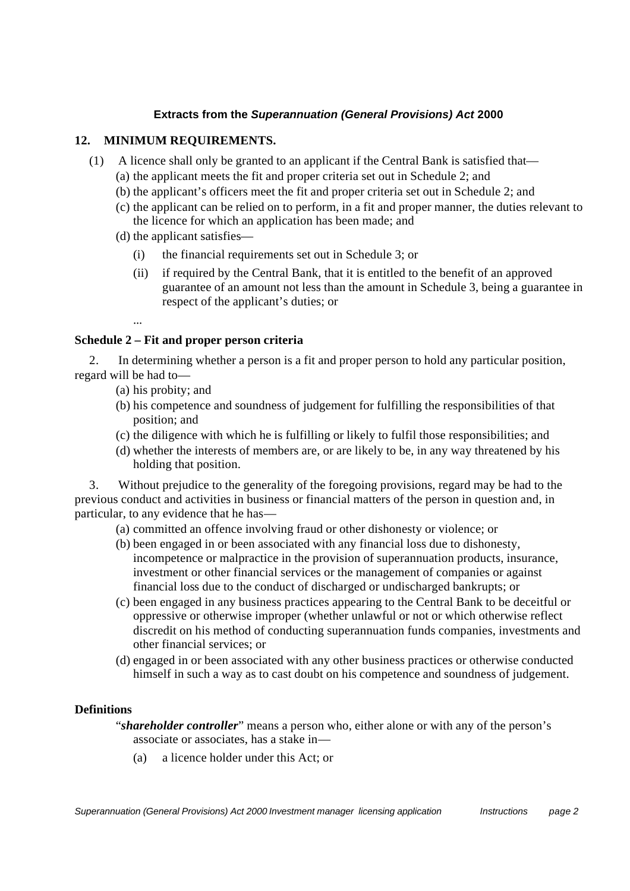**Extracts from the *Superannuation (General Provisions) Act* 2000**

## 12. MINIMUM REQUIREMENTS.

(1) A licence shall only be granted to an applicant if the Central Bank is satisfied that—

(a) the applicant meets the fit and proper criteria set out in Schedule 2; and

(b) the applicant's officers meet the fit and proper criteria set out in Schedule 2; and

(c) the applicant can be relied on to perform, in a fit and proper manner, the duties relevant to the licence for which an application has been made; and

(d) the applicant satisfies—

(i) the financial requirements set out in Schedule 3; or

(ii) if required by the Central Bank, that it is entitled to the benefit of an approved guarantee of an amount not less than the amount in Schedule 3, being a guarantee in respect of the applicant's duties; or

...

## Schedule 2 – Fit and proper person criteria

2. In determining whether a person is a fit and proper person to hold any particular position, regard will be had to—

(a) his probity; and

(b) his competence and soundness of judgement for fulfilling the responsibilities of that position; and

(c) the diligence with which he is fulfilling or likely to fulfil those responsibilities; and

(d) whether the interests of members are, or are likely to be, in any way threatened by his holding that position.

3. Without prejudice to the generality of the foregoing provisions, regard may be had to the previous conduct and activities in business or financial matters of the person in question and, in particular, to any evidence that he has—

(a) committed an offence involving fraud or other dishonesty or violence; or

(b) been engaged in or been associated with any financial loss due to dishonesty, incompetence or malpractice in the provision of superannuation products, insurance, investment or other financial services or the management of companies or against financial loss due to the conduct of discharged or undischarged bankrupts; or

(c) been engaged in any business practices appearing to the Central Bank to be deceitful or oppressive or otherwise improper (whether unlawful or not or which otherwise reflect discredit on his method of conducting superannuation funds companies, investments and other financial services; or

(d) engaged in or been associated with any other business practices or otherwise conducted himself in such a way as to cast doubt on his competence and soundness of judgement.

## Definitions

"***shareholder controller***" means a person who, either alone or with any of the person's associate or associates, has a stake in—

(a) a licence holder under this Act; or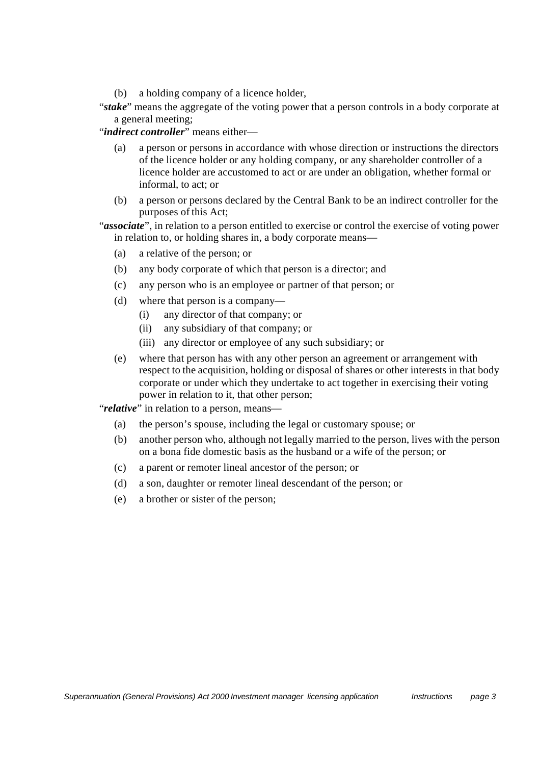(b) a holding company of a licence holder,

"***stake***" means the aggregate of the voting power that a person controls in a body corporate at a general meeting;

"***indirect controller***" means either—

(a) a person or persons in accordance with whose direction or instructions the directors of the licence holder or any holding company, or any shareholder controller of a licence holder are accustomed to act or are under an obligation, whether formal or informal, to act; or

(b) a person or persons declared by the Central Bank to be an indirect controller for the purposes of this Act;

"***associate***", in relation to a person entitled to exercise or control the exercise of voting power in relation to, or holding shares in, a body corporate means—

(a) a relative of the person; or

(b) any body corporate of which that person is a director; and

(c) any person who is an employee or partner of that person; or

(d) where that person is a company—

  (i) any director of that company; or

  (ii) any subsidiary of that company; or

  (iii) any director or employee of any such subsidiary; or

(e) where that person has with any other person an agreement or arrangement with respect to the acquisition, holding or disposal of shares or other interests in that body corporate or under which they undertake to act together in exercising their voting power in relation to it, that other person;

"***relative***" in relation to a person, means—

(a) the person's spouse, including the legal or customary spouse; or

(b) another person who, although not legally married to the person, lives with the person on a bona fide domestic basis as the husband or a wife of the person; or

(c) a parent or remoter lineal ancestor of the person; or

(d) a son, daughter or remoter lineal descendant of the person; or

(e) a brother or sister of the person;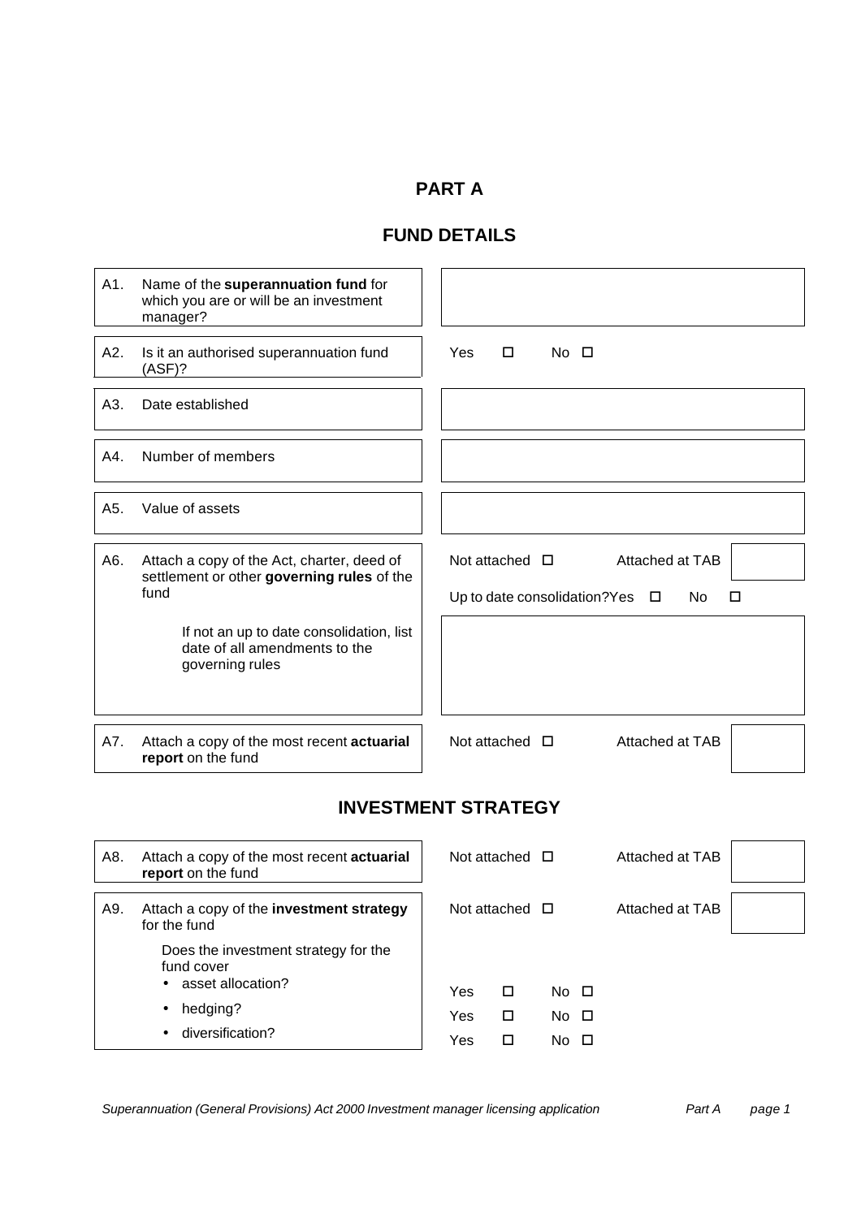# PART A

## FUND DETAILS

| | | |
|---|---|---|
| A1. | Name of the **superannuation fund** for which you are or will be an investment manager? | |
| A2. | Is it an authorised superannuation fund (ASF)? | Yes ☐ No ☐ |
| A3. | Date established | |
| A4. | Number of members | |
| A5. | Value of assets | |
| A6. | Attach a copy of the Act, charter, deed of settlement or other **governing rules** of the fund | Not attached ☐ Attached at TAB |
| | | Up to date consolidation? Yes ☐ No ☐ |
| | If not an up to date consolidation, list date of all amendments to the governing rules | |
| A7. | Attach a copy of the most recent **actuarial report** on the fund | Not attached ☐ Attached at TAB |

## INVESTMENT STRATEGY

| | | |
|---|---|---|
| A8. | Attach a copy of the most recent **actuarial report** on the fund | Not attached ☐ Attached at TAB |
| A9. | Attach a copy of the **investment strategy** for the fund | Not attached ☐ Attached at TAB |
| | Does the investment strategy for the fund cover | |
| | • asset allocation? | Yes ☐ No ☐ |
| | • hedging? | Yes ☐ No ☐ |
| | • diversification? | Yes ☐ No ☐ |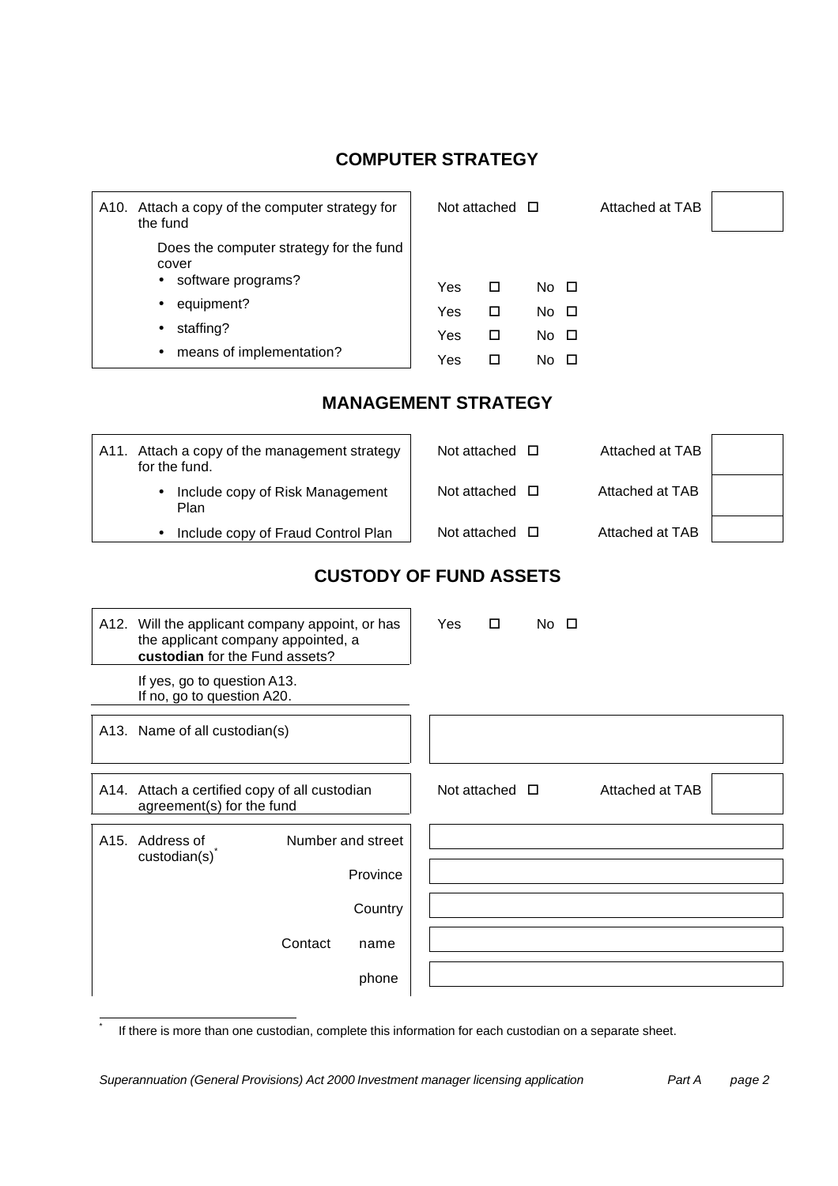## COMPUTER STRATEGY

| | | |
|---|---|---|
| A10. Attach a copy of the computer strategy for the fund | Not attached ☐ | Attached at TAB |
| Does the computer strategy for the fund cover | | |
| • software programs? | Yes ☐ | No ☐ |
| • equipment? | Yes ☐ | No ☐ |
| • staffing? | Yes ☐ | No ☐ |
| • means of implementation? | Yes ☐ | No ☐ |

## MANAGEMENT STRATEGY

| | | |
|---|---|---|
| A11. Attach a copy of the management strategy for the fund. | Not attached ☐ | Attached at TAB |
| • Include copy of Risk Management Plan | Not attached ☐ | Attached at TAB |
| • Include copy of Fraud Control Plan | Not attached ☐ | Attached at TAB |

## CUSTODY OF FUND ASSETS

| | | |
|---|---|---|
| A12. Will the applicant company appoint, or has the applicant company appointed, a **custodian** for the Fund assets? | Yes ☐ | No ☐ |
| If yes, go to question A13.<br>If no, go to question A20. | | |
| A13. Name of all custodian(s) | | |
| A14. Attach a certified copy of all custodian agreement(s) for the fund | Not attached ☐ | Attached at TAB |
| A15. Address of custodian(s)* — Number and street | | |
| Province | | |
| Country | | |
| Contact name | | |
| phone | | |

* If there is more than one custodian, complete this information for each custodian on a separate sheet.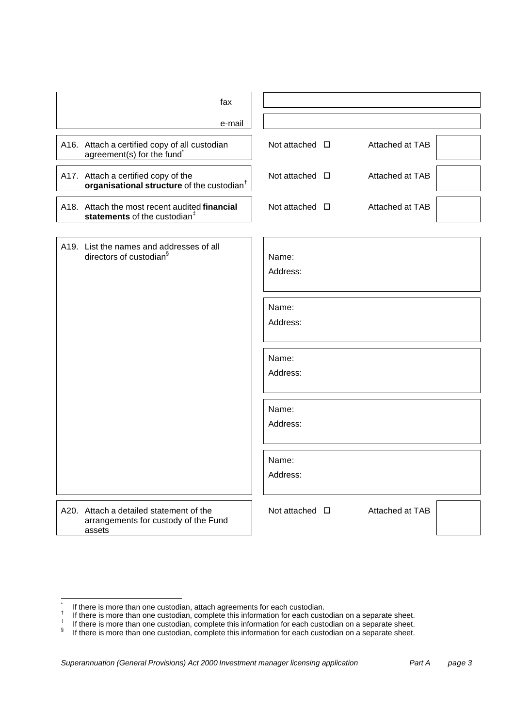| | |
|---|---|
| fax | |
| e-mail | |

| | | | |
|---|---|---|---|
| A16. Attach a certified copy of all custodian agreement(s) for the fund[*] | Not attached ☐ | Attached at TAB | |
| A17. Attach a certified copy of the **organisational structure** of the custodian[†] | Not attached ☐ | Attached at TAB | |
| A18. Attach the most recent audited **financial statements** of the custodian[‡] | Not attached ☐ | Attached at TAB | |

| | |
|---|---|
| A19. List the names and addresses of all directors of custodian[§] | Name:<br>Address: |
| | Name:<br>Address: |
| | Name:<br>Address: |
| | Name:<br>Address: |
| | Name:<br>Address: |

| | | | |
|---|---|---|---|
| A20. Attach a detailed statement of the arrangements for custody of the Fund assets | Not attached ☐ | Attached at TAB | |

---

[*] If there is more than one custodian, attach agreements for each custodian.

[†] If there is more than one custodian, complete this information for each custodian on a separate sheet.

[‡] If there is more than one custodian, complete this information for each custodian on a separate sheet.

[§] If there is more than one custodian, complete this information for each custodian on a separate sheet.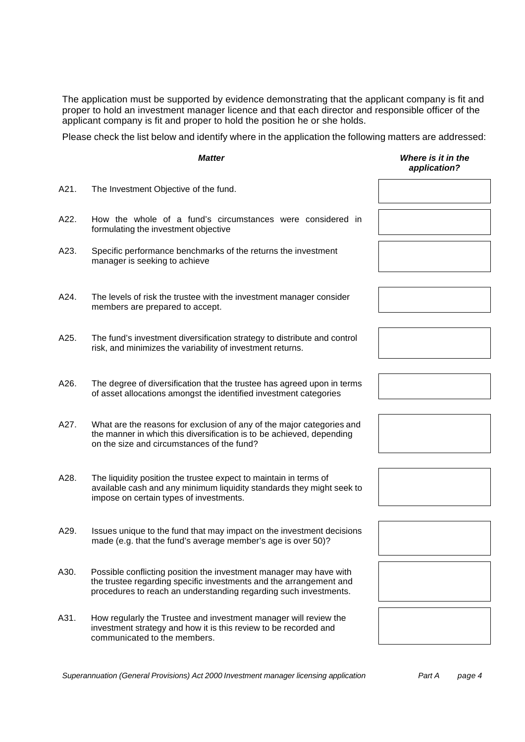The application must be supported by evidence demonstrating that the applicant company is fit and proper to hold an investment manager licence and that each director and responsible officer of the applicant company is fit and proper to hold the position he or she holds.

Please check the list below and identify where in the application the following matters are addressed:

| | ***Matter*** | ***Where is it in the application?*** |
|---|---|---|
| A21. | The Investment Objective of the fund. | |
| A22. | How the whole of a fund's circumstances were considered in formulating the investment objective | |
| A23. | Specific performance benchmarks of the returns the investment manager is seeking to achieve | |
| A24. | The levels of risk the trustee with the investment manager consider members are prepared to accept. | |
| A25. | The fund's investment diversification strategy to distribute and control risk, and minimizes the variability of investment returns. | |
| A26. | The degree of diversification that the trustee has agreed upon in terms of asset allocations amongst the identified investment categories | |
| A27. | What are the reasons for exclusion of any of the major categories and the manner in which this diversification is to be achieved, depending on the size and circumstances of the fund? | |
| A28. | The liquidity position the trustee expect to maintain in terms of available cash and any minimum liquidity standards they might seek to impose on certain types of investments. | |
| A29. | Issues unique to the fund that may impact on the investment decisions made (e.g. that the fund's average member's age is over 50)? | |
| A30. | Possible conflicting position the investment manager may have with the trustee regarding specific investments and the arrangement and procedures to reach an understanding regarding such investments. | |
| A31. | How regularly the Trustee and investment manager will review the investment strategy and how it is this review to be recorded and communicated to the members. | |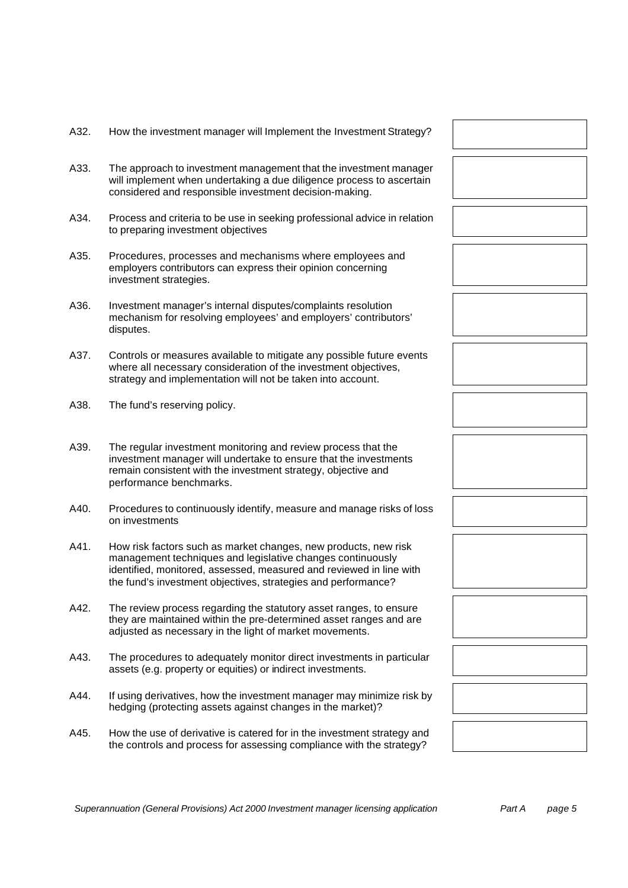A32. How the investment manager will Implement the Investment Strategy?

A33. The approach to investment management that the investment manager will implement when undertaking a due diligence process to ascertain considered and responsible investment decision-making.

A34. Process and criteria to be use in seeking professional advice in relation to preparing investment objectives

A35. Procedures, processes and mechanisms where employees and employers contributors can express their opinion concerning investment strategies.

A36. Investment manager's internal disputes/complaints resolution mechanism for resolving employees' and employers' contributors' disputes.

A37. Controls or measures available to mitigate any possible future events where all necessary consideration of the investment objectives, strategy and implementation will not be taken into account.

A38. The fund's reserving policy.

A39. The regular investment monitoring and review process that the investment manager will undertake to ensure that the investments remain consistent with the investment strategy, objective and performance benchmarks.

A40. Procedures to continuously identify, measure and manage risks of loss on investments

A41. How risk factors such as market changes, new products, new risk management techniques and legislative changes continuously identified, monitored, assessed, measured and reviewed in line with the fund's investment objectives, strategies and performance?

A42. The review process regarding the statutory asset ranges, to ensure they are maintained within the pre-determined asset ranges and are adjusted as necessary in the light of market movements.

A43. The procedures to adequately monitor direct investments in particular assets (e.g. property or equities) or indirect investments.

A44. If using derivatives, how the investment manager may minimize risk by hedging (protecting assets against changes in the market)?

A45. How the use of derivative is catered for in the investment strategy and the controls and process for assessing compliance with the strategy?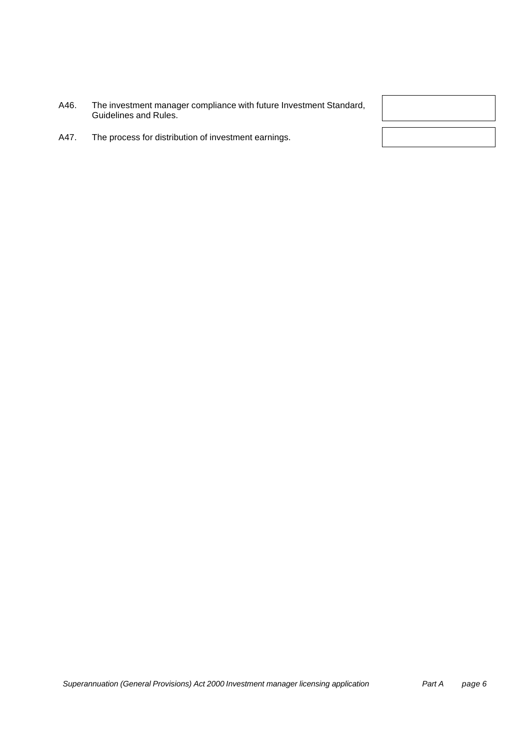| | | |
|---|---|---|
| A46. | The investment manager compliance with future Investment Standard, Guidelines and Rules. | |
| A47. | The process for distribution of investment earnings. | |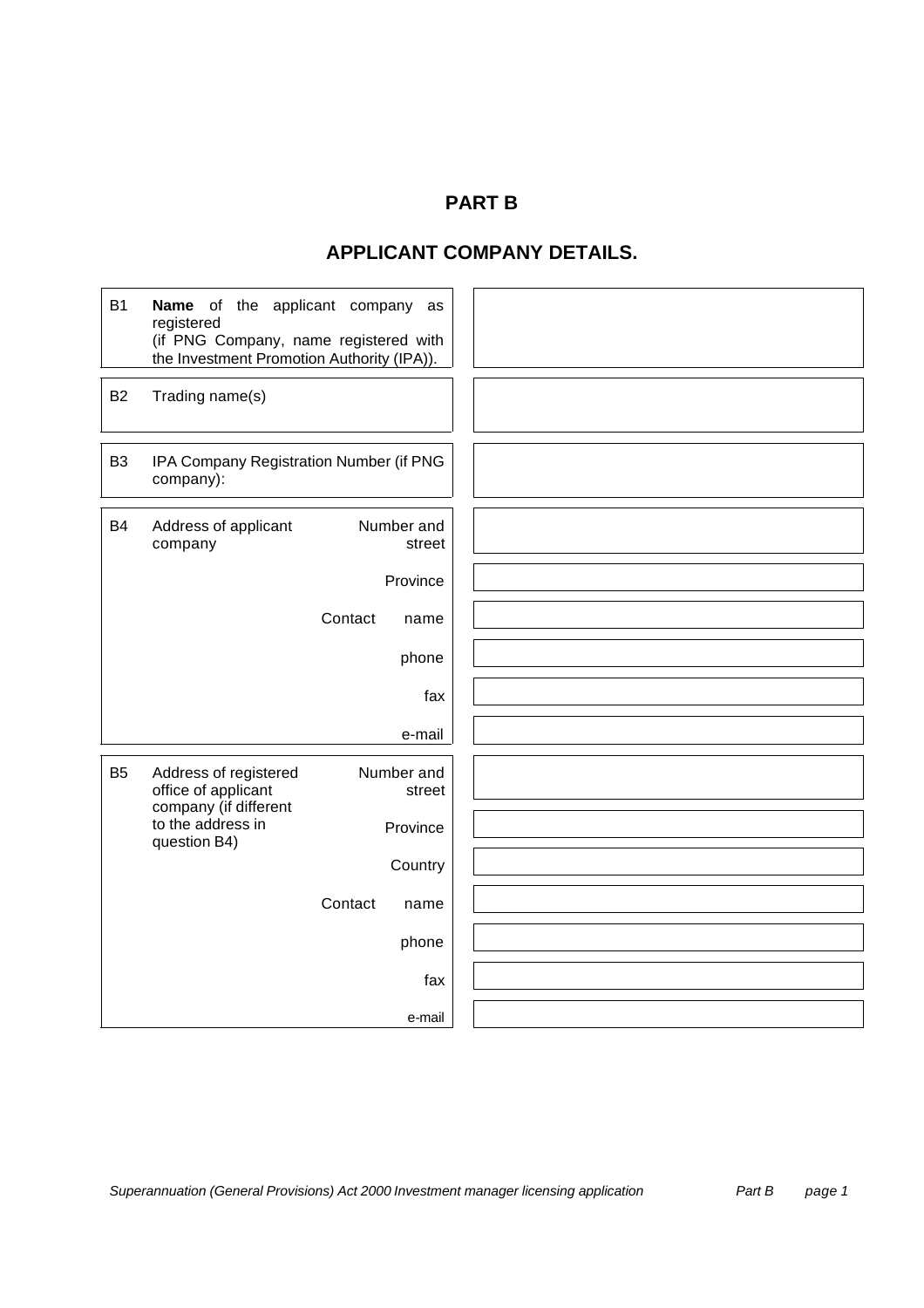# PART B

## APPLICANT COMPANY DETAILS.

| | | | |
|---|---|---|---|
| B1 | **Name** of the applicant company as registered (if PNG Company, name registered with the Investment Promotion Authority (IPA)). | | |
| B2 | Trading name(s) | | |
| B3 | IPA Company Registration Number (if PNG company): | | |
| B4 | Address of applicant company | Number and street | |
| | | Province | |
| | | Contact name | |
| | | phone | |
| | | fax | |
| | | e-mail | |
| B5 | Address of registered office of applicant company (if different to the address in question B4) | Number and street | |
| | | Province | |
| | | Country | |
| | | Contact name | |
| | | phone | |
| | | fax | |
| | | e-mail | |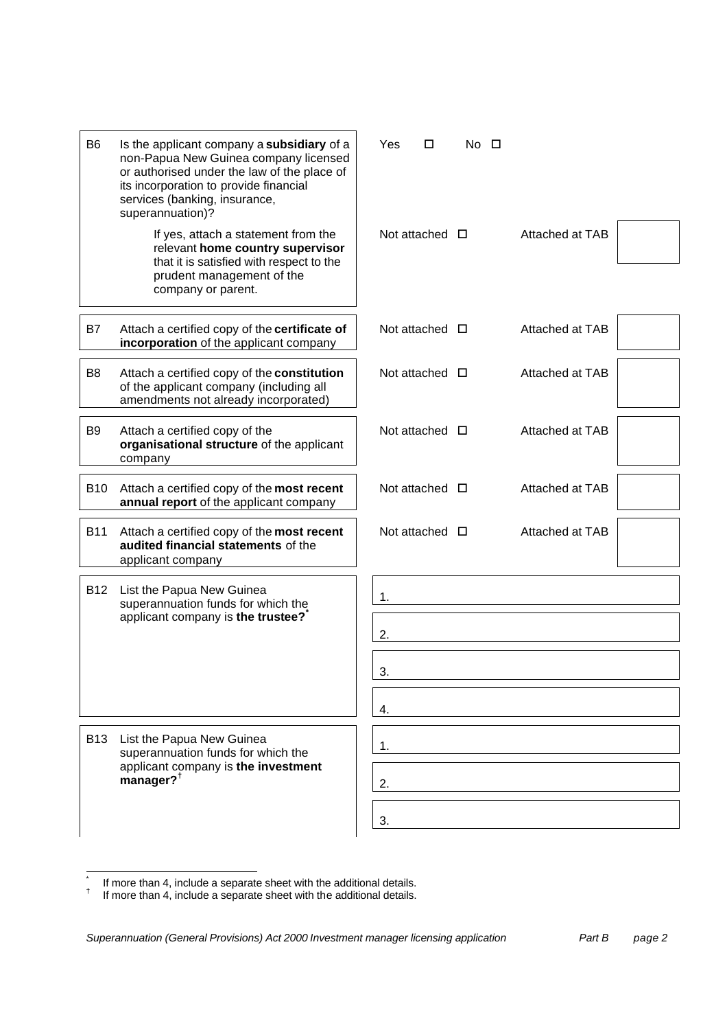| | | | |
|---|---|---|---|
| B6 | Is the applicant company a **subsidiary** of a non-Papua New Guinea company licensed or authorised under the law of the place of its incorporation to provide financial services (banking, insurance, superannuation)? | Yes ☐ No ☐ | |
| | If yes, attach a statement from the relevant **home country supervisor** that it is satisfied with respect to the prudent management of the company or parent. | Not attached ☐ | Attached at TAB |
| B7 | Attach a certified copy of the **certificate of incorporation** of the applicant company | Not attached ☐ | Attached at TAB |
| B8 | Attach a certified copy of the **constitution** of the applicant company (including all amendments not already incorporated) | Not attached ☐ | Attached at TAB |
| B9 | Attach a certified copy of the **organisational structure** of the applicant company | Not attached ☐ | Attached at TAB |
| B10 | Attach a certified copy of the **most recent annual report** of the applicant company | Not attached ☐ | Attached at TAB |
| B11 | Attach a certified copy of the **most recent audited financial statements** of the applicant company | Not attached ☐ | Attached at TAB |
| B12 | List the Papua New Guinea superannuation funds for which the applicant company is **the trustee?**[*] | 1.<br>2.<br>3.<br>4. | |
| B13 | List the Papua New Guinea superannuation funds for which the applicant company is **the investment manager?**[†] | 1.<br>2.<br>3. | |

[*] If more than 4, include a separate sheet with the additional details.

[†] If more than 4, include a separate sheet with the additional details.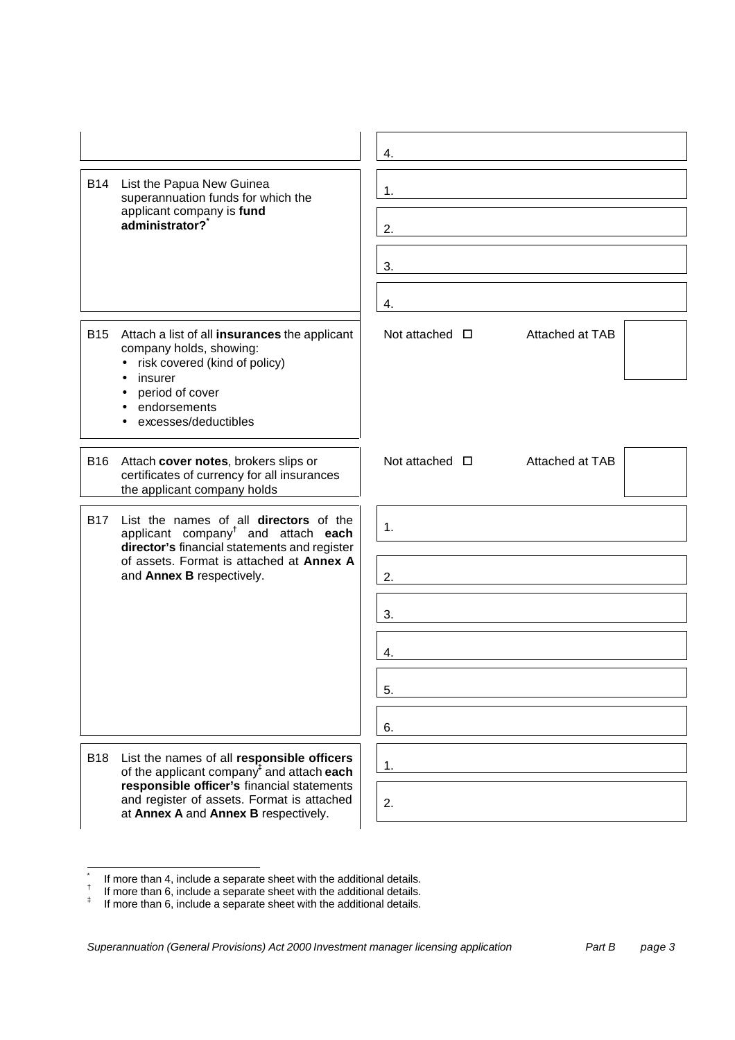| | | |
|---|---|---|
| | | 4. |
| B14 | List the Papua New Guinea superannuation funds for which the applicant company is **fund administrator?**[*] | 1. |
| | | 2. |
| | | 3. |
| | | 4. |
| B15 | Attach a list of all **insurances** the applicant company holds, showing:<br>• risk covered (kind of policy)<br>• insurer<br>• period of cover<br>• endorsements<br>• excesses/deductibles | Not attached ☐ Attached at TAB |
| B16 | Attach **cover notes**, brokers slips or certificates of currency for all insurances the applicant company holds | Not attached ☐ Attached at TAB |
| B17 | List the names of all **directors** of the applicant company[†] and attach **each director's** financial statements and register of assets. Format is attached at **Annex A** and **Annex B** respectively. | 1. |
| | | 2. |
| | | 3. |
| | | 4. |
| | | 5. |
| | | 6. |
| B18 | List the names of all **responsible officers** of the applicant company[‡] and attach **each responsible officer's** financial statements and register of assets. Format is attached at **Annex A** and **Annex B** respectively. | 1. |
| | | 2. |

[*] If more than 4, include a separate sheet with the additional details.
[†] If more than 6, include a separate sheet with the additional details.
[‡] If more than 6, include a separate sheet with the additional details.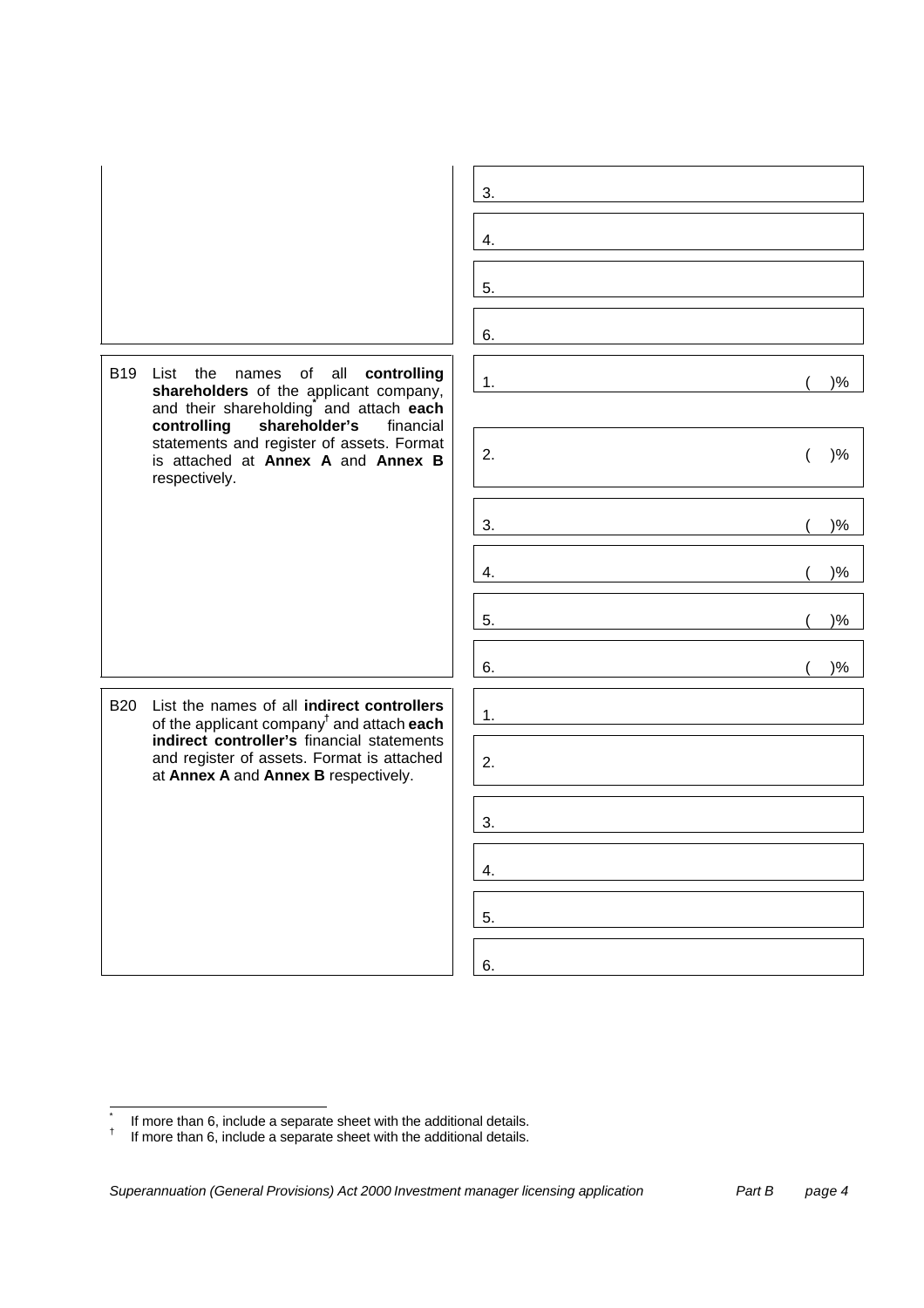| | |
|---|---|
| | 3. |
| | 4. |
| | 5. |
| | 6. |
| B19 List the names of all **controlling shareholders** of the applicant company, and their shareholding[*] and attach **each controlling shareholder's** financial statements and register of assets. Format is attached at **Annex A** and **Annex B** respectively. | 1. ( )% |
| | 2. ( )% |
| | 3. ( )% |
| | 4. ( )% |
| | 5. ( )% |
| | 6. ( )% |
| B20 List the names of all **indirect controllers** of the applicant company[†] and attach **each indirect controller's** financial statements and register of assets. Format is attached at **Annex A** and **Annex B** respectively. | 1. |
| | 2. |
| | 3. |
| | 4. |
| | 5. |
| | 6. |

[*] If more than 6, include a separate sheet with the additional details.

[†] If more than 6, include a separate sheet with the additional details.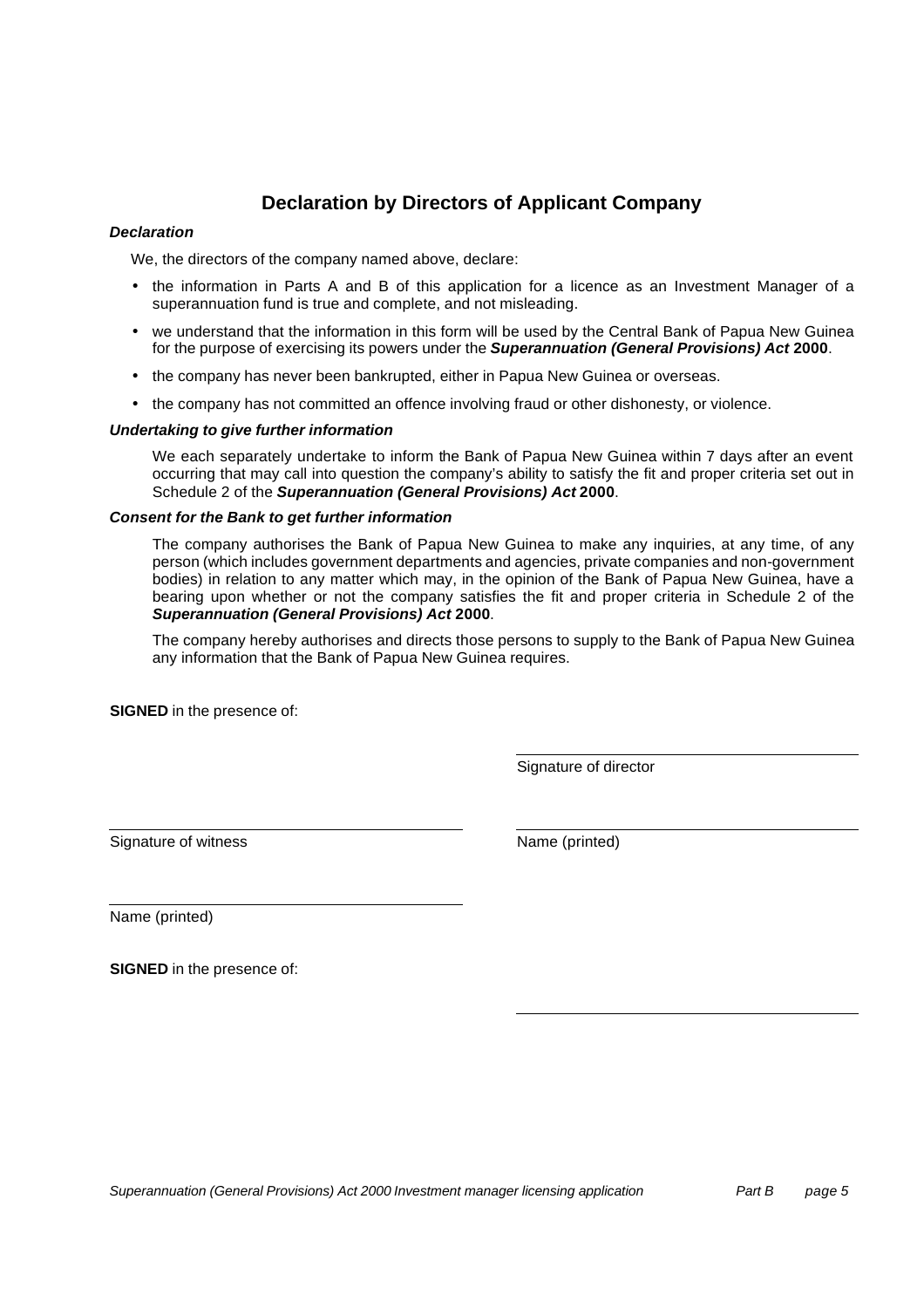## Declaration by Directors of Applicant Company

***Declaration***

We, the directors of the company named above, declare:

- the information in Parts A and B of this application for a licence as an Investment Manager of a superannuation fund is true and complete, and not misleading.
- we understand that the information in this form will be used by the Central Bank of Papua New Guinea for the purpose of exercising its powers under the ***Superannuation (General Provisions) Act*** **2000**.
- the company has never been bankrupted, either in Papua New Guinea or overseas.
- the company has not committed an offence involving fraud or other dishonesty, or violence.

***Undertaking to give further information***

We each separately undertake to inform the Bank of Papua New Guinea within 7 days after an event occurring that may call into question the company's ability to satisfy the fit and proper criteria set out in Schedule 2 of the ***Superannuation (General Provisions) Act*** **2000**.

***Consent for the Bank to get further information***

The company authorises the Bank of Papua New Guinea to make any inquiries, at any time, of any person (which includes government departments and agencies, private companies and non-government bodies) in relation to any matter which may, in the opinion of the Bank of Papua New Guinea, have a bearing upon whether or not the company satisfies the fit and proper criteria in Schedule 2 of the ***Superannuation (General Provisions) Act*** **2000**.

The company hereby authorises and directs those persons to supply to the Bank of Papua New Guinea any information that the Bank of Papua New Guinea requires.

**SIGNED** in the presence of:

\_\_\_\_\_\_\_\_\_\_\_\_\_\_\_\_\_\_\_\_\_\_\_\_\_\_\_\_\_\_
Signature of director

\_\_\_\_\_\_\_\_\_\_\_\_\_\_\_\_\_\_\_\_\_\_\_\_\_\_\_\_\_\_
Signature of witness

\_\_\_\_\_\_\_\_\_\_\_\_\_\_\_\_\_\_\_\_\_\_\_\_\_\_\_\_\_\_
Name (printed)

\_\_\_\_\_\_\_\_\_\_\_\_\_\_\_\_\_\_\_\_\_\_\_\_\_\_\_\_\_\_
Name (printed)

**SIGNED** in the presence of:

\_\_\_\_\_\_\_\_\_\_\_\_\_\_\_\_\_\_\_\_\_\_\_\_\_\_\_\_\_\_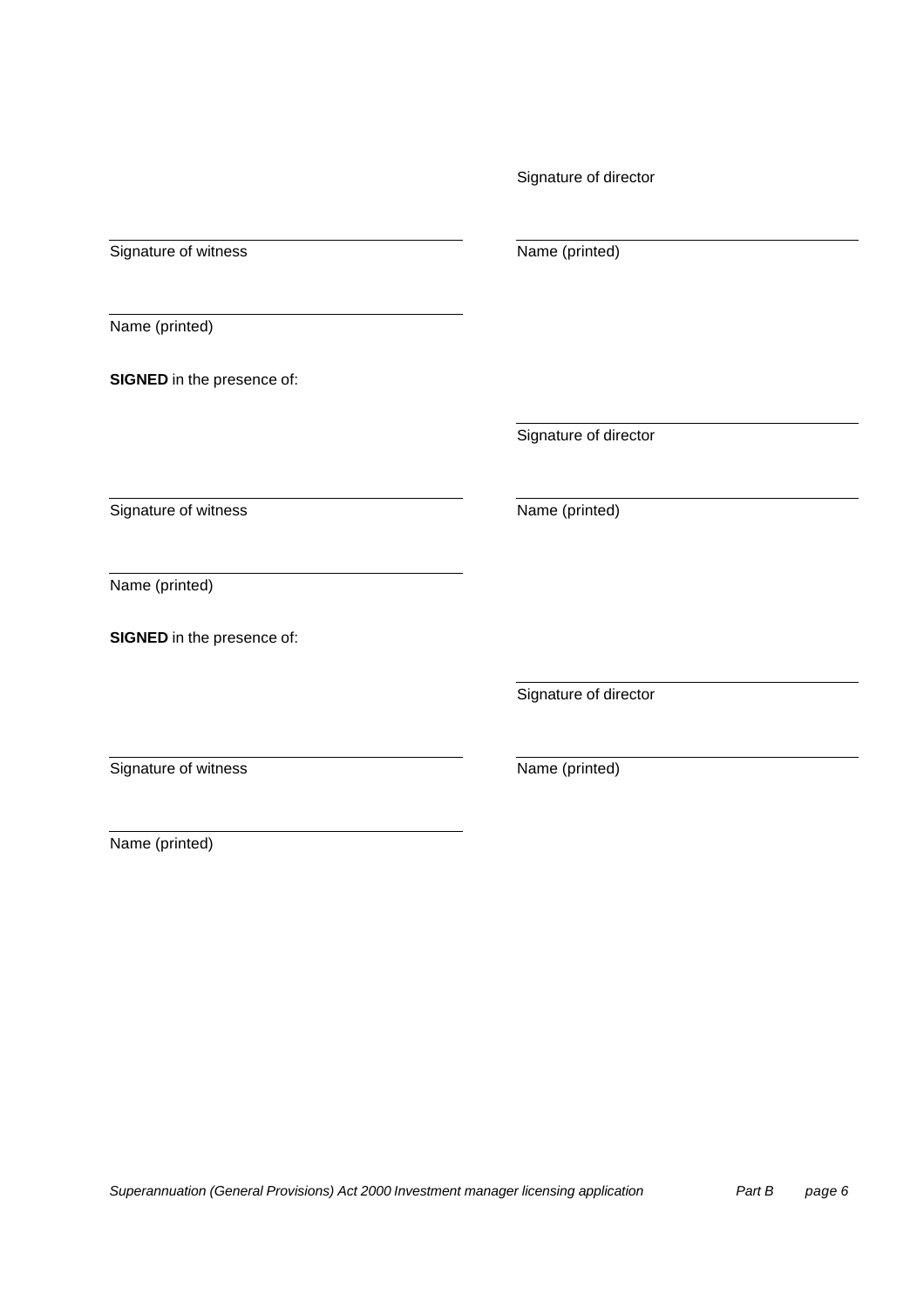Signature of director

Signature of witness

Name (printed)

Name (printed)

**SIGNED** in the presence of:

Signature of director

Signature of witness

Name (printed)

Name (printed)

**SIGNED** in the presence of:

Signature of director

Signature of witness

Name (printed)

Name (printed)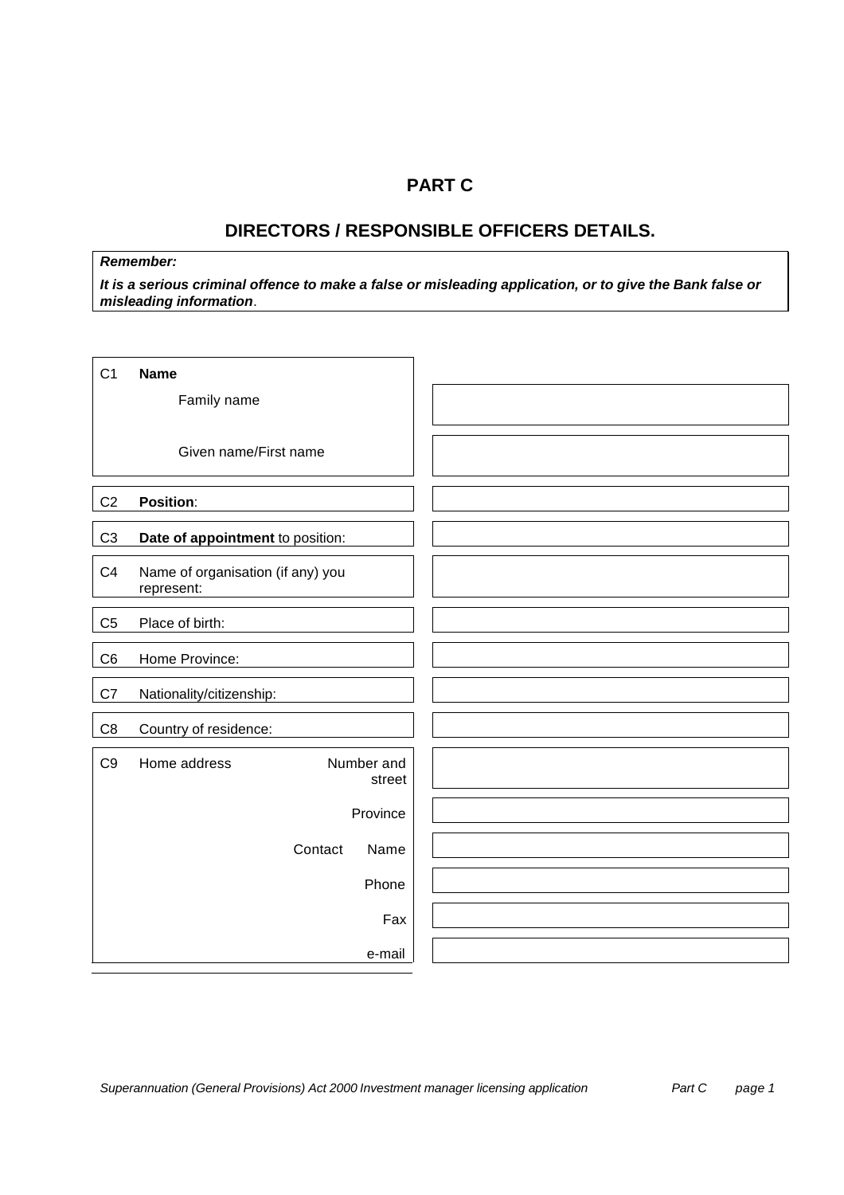# PART C

## DIRECTORS / RESPONSIBLE OFFICERS DETAILS.

***Remember:***

***It is a serious criminal offence to make a false or misleading application, or to give the Bank false or misleading information***.

| | | |
|---|---|---|
| C1 | **Name** | |
| | Family name | |
| | Given name/First name | |
| C2 | **Position**: | |
| C3 | **Date of appointment** to position: | |
| C4 | Name of organisation (if any) you represent: | |
| C5 | Place of birth: | |
| C6 | Home Province: | |
| C7 | Nationality/citizenship: | |
| C8 | Country of residence: | |
| C9 | Home address — Number and street | |
| | Province | |
| | Contact — Name | |
| | Phone | |
| | Fax | |
| | e-mail | |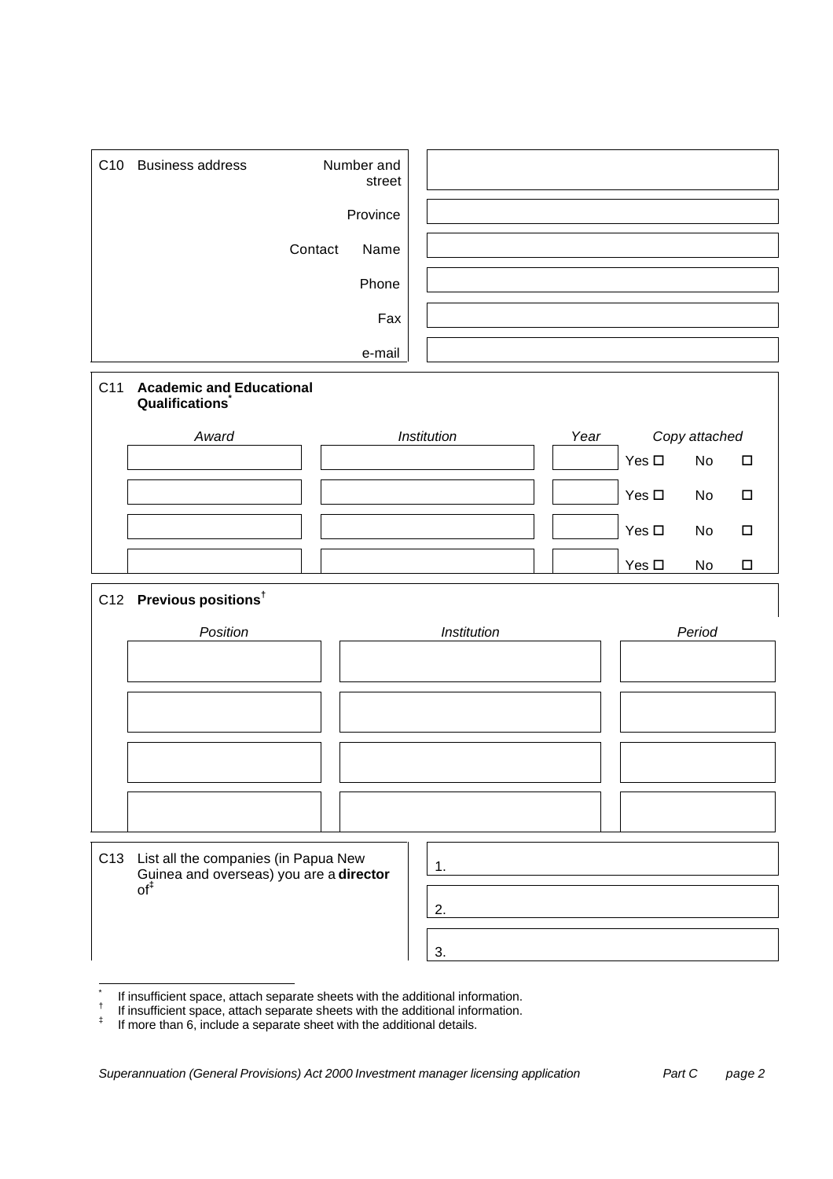| C10 Business address | | |
|---|---|---|
| | Number and street | |
| | Province | |
| Contact | Name | |
| | Phone | |
| | Fax | |
| | e-mail | |

**C11 Academic and Educational Qualifications**[*]

| *Award* | *Institution* | *Year* | *Copy attached* |
|---|---|---|---|
| | | | Yes ☐ No ☐ |
| | | | Yes ☐ No ☐ |
| | | | Yes ☐ No ☐ |
| | | | Yes ☐ No ☐ |

**C12 Previous positions**[†]

| *Position* | *Institution* | *Period* |
|---|---|---|
| | | |
| | | |
| | | |
| | | |

| C13 List all the companies (in Papua New Guinea and overseas) you are a **director** of[‡] | |
|---|---|
| | 1. |
| | 2. |
| | 3. |

[*] If insufficient space, attach separate sheets with the additional information.

[†] If insufficient space, attach separate sheets with the additional information.

[‡] If more than 6, include a separate sheet with the additional details.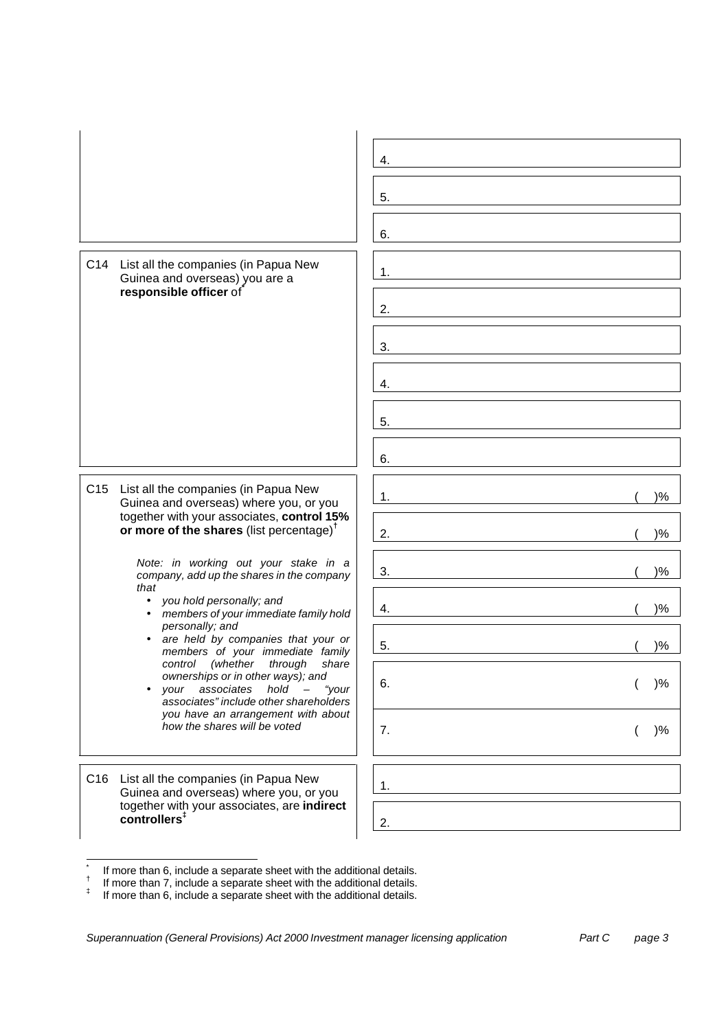| | |
|---|---|
| | 4. |
| | 5. |
| | 6. |
| C14 List all the companies (in Papua New Guinea and overseas) you are a **responsible officer** of* | 1. |
| | 2. |
| | 3. |
| | 4. |
| | 5. |
| | 6. |
| C15 List all the companies (in Papua New Guinea and overseas) where you, or you together with your associates, **control 15% or more of the shares** (list percentage)† | 1. ( )% |
| | 2. ( )% |
| *Note: in working out your stake in a company, add up the shares in the company that* | 3. ( )% |
| • *you hold personally; and* • *members of your immediate family hold personally; and* | 4. ( )% |
| • *are held by companies that your or members of your immediate family control (whether through share ownerships or in other ways); and* | 5. ( )% |
| • *your associates hold – "your associates" include other shareholders you have an arrangement with about how the shares will be voted* | 6. ( )% |
| | 7. ( )% |
| C16 List all the companies (in Papua New Guinea and overseas) where you, or you together with your associates, are **indirect controllers**‡ | 1. |
| | 2. |

\* If more than 6, include a separate sheet with the additional details.
† If more than 7, include a separate sheet with the additional details.
‡ If more than 6, include a separate sheet with the additional details.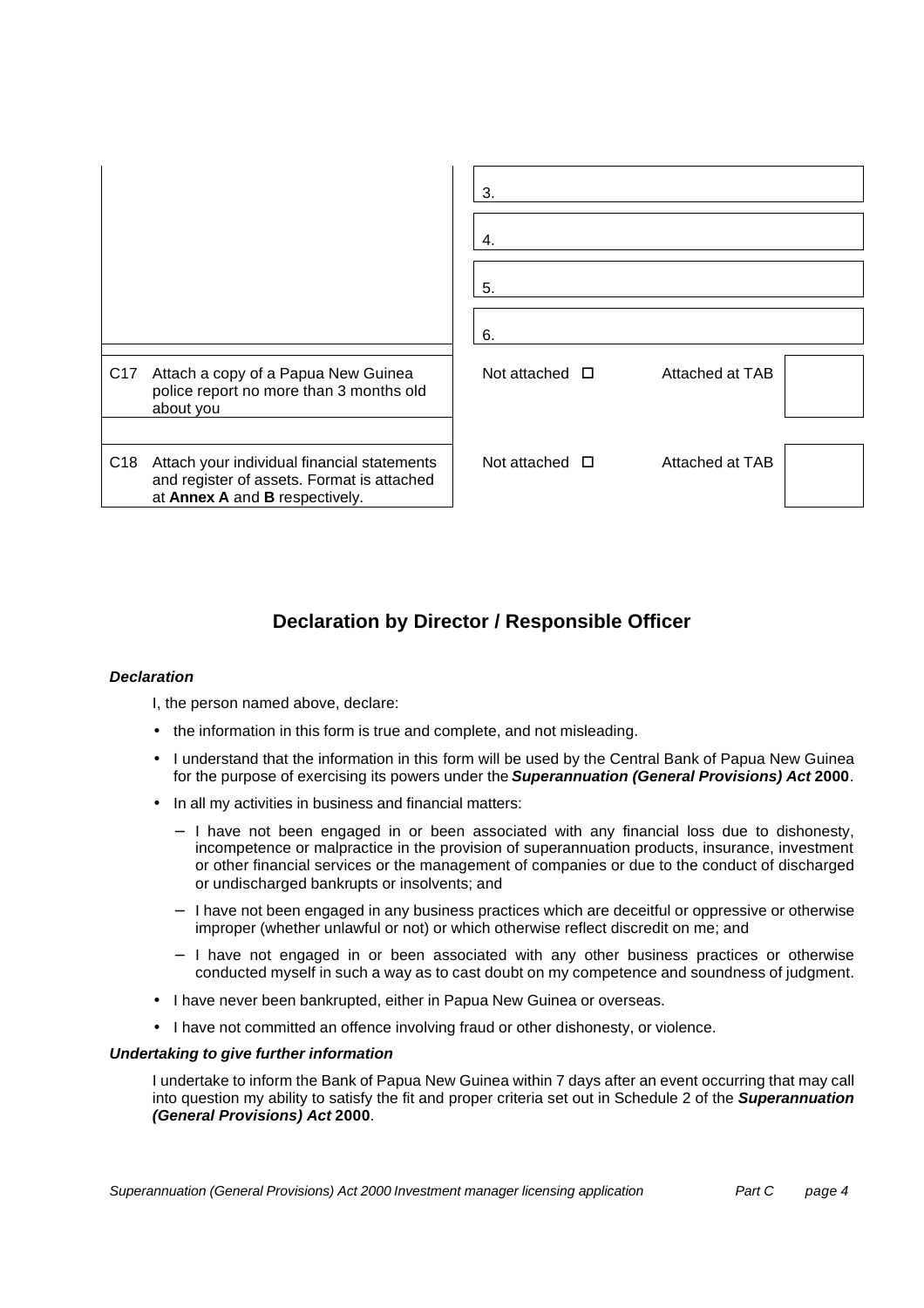| | | |
|---|---|---|
| | 3. | |
| | 4. | |
| | 5. | |
| | 6. | |
| C17 Attach a copy of a Papua New Guinea police report no more than 3 months old about you | Not attached ☐ | Attached at TAB |
| C18 Attach your individual financial statements and register of assets. Format is attached at **Annex A** and **B** respectively. | Not attached ☐ | Attached at TAB |

## Declaration by Director / Responsible Officer

***Declaration***

I, the person named above, declare:

- the information in this form is true and complete, and not misleading.
- I understand that the information in this form will be used by the Central Bank of Papua New Guinea for the purpose of exercising its powers under the ***Superannuation (General Provisions) Act* 2000**.
- In all my activities in business and financial matters:
  - I have not been engaged in or been associated with any financial loss due to dishonesty, incompetence or malpractice in the provision of superannuation products, insurance, investment or other financial services or the management of companies or due to the conduct of discharged or undischarged bankrupts or insolvents; and
  - I have not been engaged in any business practices which are deceitful or oppressive or otherwise improper (whether unlawful or not) or which otherwise reflect discredit on me; and
  - I have not engaged in or been associated with any other business practices or otherwise conducted myself in such a way as to cast doubt on my competence and soundness of judgment.
- I have never been bankrupted, either in Papua New Guinea or overseas.
- I have not committed an offence involving fraud or other dishonesty, or violence.

***Undertaking to give further information***

I undertake to inform the Bank of Papua New Guinea within 7 days after an event occurring that may call into question my ability to satisfy the fit and proper criteria set out in Schedule 2 of the ***Superannuation (General Provisions) Act* 2000**.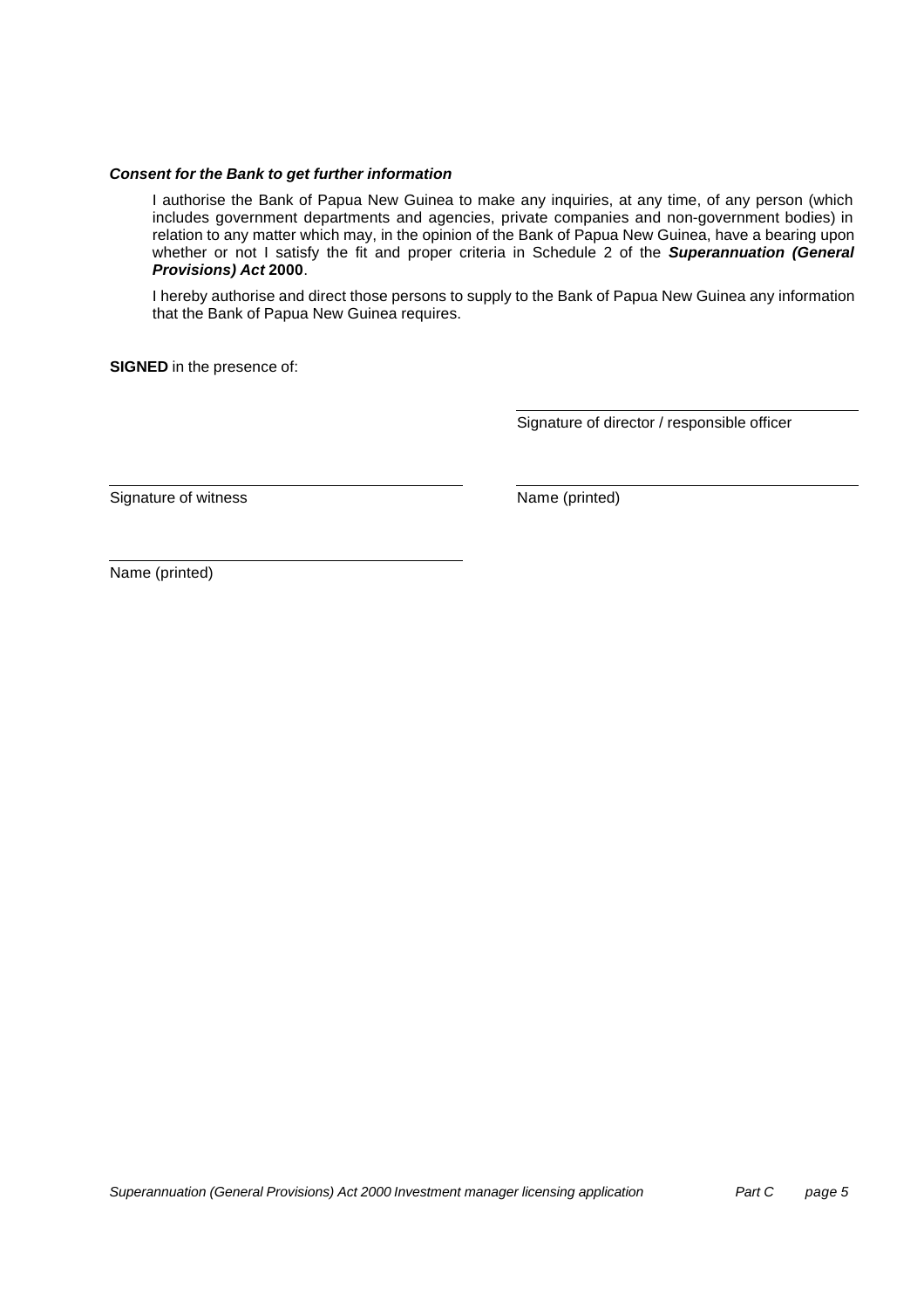***Consent for the Bank to get further information***

I authorise the Bank of Papua New Guinea to make any inquiries, at any time, of any person (which includes government departments and agencies, private companies and non-government bodies) in relation to any matter which may, in the opinion of the Bank of Papua New Guinea, have a bearing upon whether or not I satisfy the fit and proper criteria in Schedule 2 of the ***Superannuation (General Provisions) Act*** **2000**.

I hereby authorise and direct those persons to supply to the Bank of Papua New Guinea any information that the Bank of Papua New Guinea requires.

**SIGNED** in the presence of:

\_\_\_\_\_\_\_\_\_\_\_\_\_\_\_\_\_\_\_\_\_\_\_\_\_\_\_\_\_\_\_\_\_\_\_\_
Signature of director / responsible officer

\_\_\_\_\_\_\_\_\_\_\_\_\_\_\_\_\_\_\_\_\_\_\_\_\_\_\_\_\_\_\_\_\_\_\_\_
Signature of witness

\_\_\_\_\_\_\_\_\_\_\_\_\_\_\_\_\_\_\_\_\_\_\_\_\_\_\_\_\_\_\_\_\_\_\_\_
Name (printed)

\_\_\_\_\_\_\_\_\_\_\_\_\_\_\_\_\_\_\_\_\_\_\_\_\_\_\_\_\_\_\_\_\_\_\_\_
Name (printed)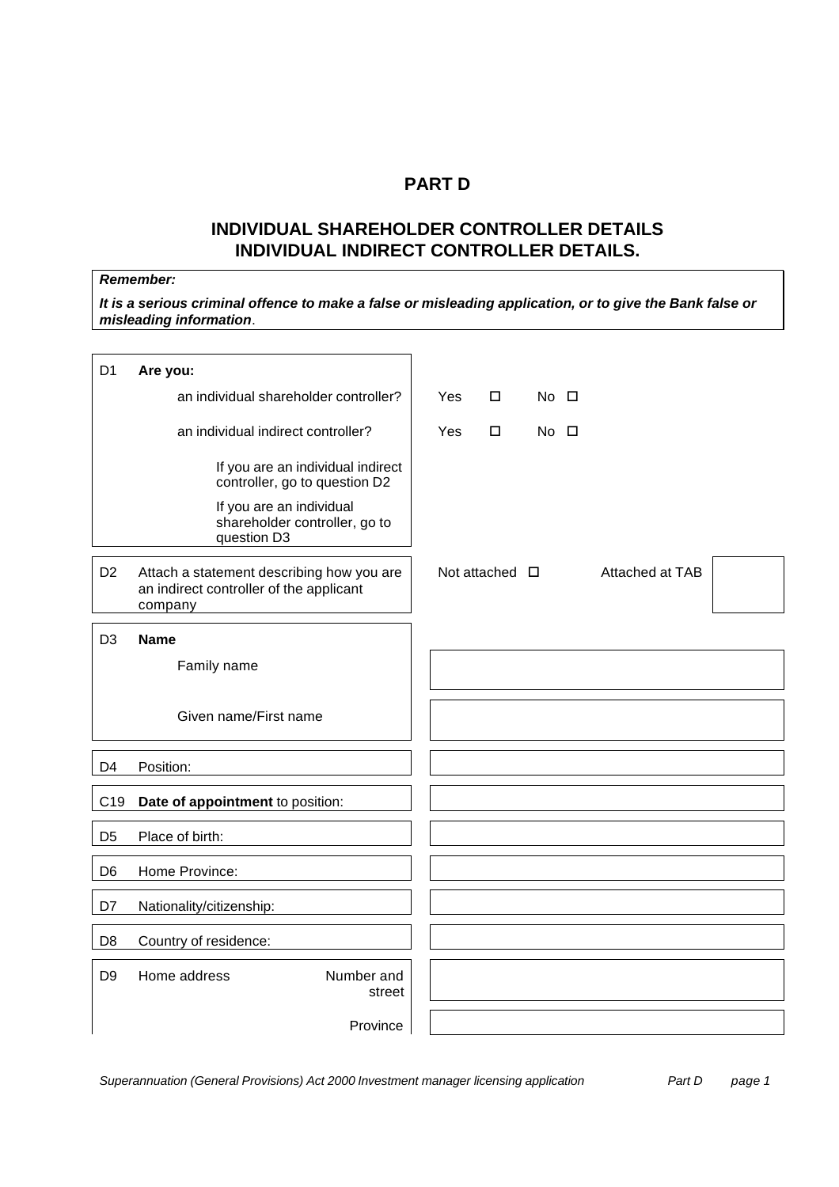# PART D

## INDIVIDUAL SHAREHOLDER CONTROLLER DETAILS
## INDIVIDUAL INDIRECT CONTROLLER DETAILS.

***Remember:***

***It is a serious criminal offence to make a false or misleading application, or to give the Bank false or misleading information***.

| | | | |
|---|---|---|---|
| D1 | **Are you:** | | |
| | an individual shareholder controller? | Yes ☐ No ☐ | |
| | an individual indirect controller? | Yes ☐ No ☐ | |
| | If you are an individual indirect controller, go to question D2 | | |
| | If you are an individual shareholder controller, go to question D3 | | |
| D2 | Attach a statement describing how you are an indirect controller of the applicant company | Not attached ☐ | Attached at TAB |
| D3 | **Name** | | |
| | Family name | | |
| | Given name/First name | | |
| D4 | Position: | | |
| C19 | **Date of appointment** to position: | | |
| D5 | Place of birth: | | |
| D6 | Home Province: | | |
| D7 | Nationality/citizenship: | | |
| D8 | Country of residence: | | |
| D9 | Home address — Number and street | | |
| | Province | | |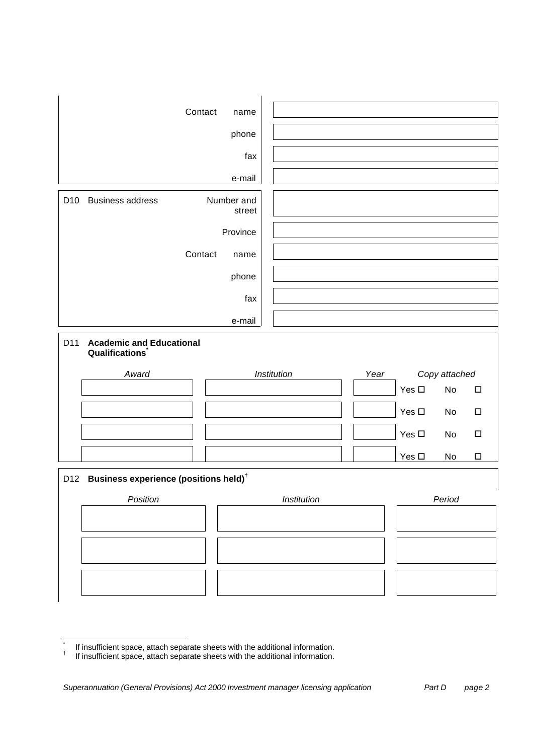| | | |
|---|---|---|
| | Contact name | |
| | phone | |
| | fax | |
| | e-mail | |
| D10 Business address | Number and street | |
| | Province | |
| | Contact name | |
| | phone | |
| | fax | |
| | e-mail | |

**D11 Academic and Educational Qualifications[*]**

| *Award* | *Institution* | *Year* | *Copy attached* |
|---|---|---|---|
| | | | Yes ☐ No ☐ |
| | | | Yes ☐ No ☐ |
| | | | Yes ☐ No ☐ |
| | | | Yes ☐ No ☐ |

**D12 Business experience (positions held)[†]**

| *Position* | *Institution* | *Period* |
|---|---|---|
| | | |
| | | |
| | | |

[*] If insufficient space, attach separate sheets with the additional information.

[†] If insufficient space, attach separate sheets with the additional information.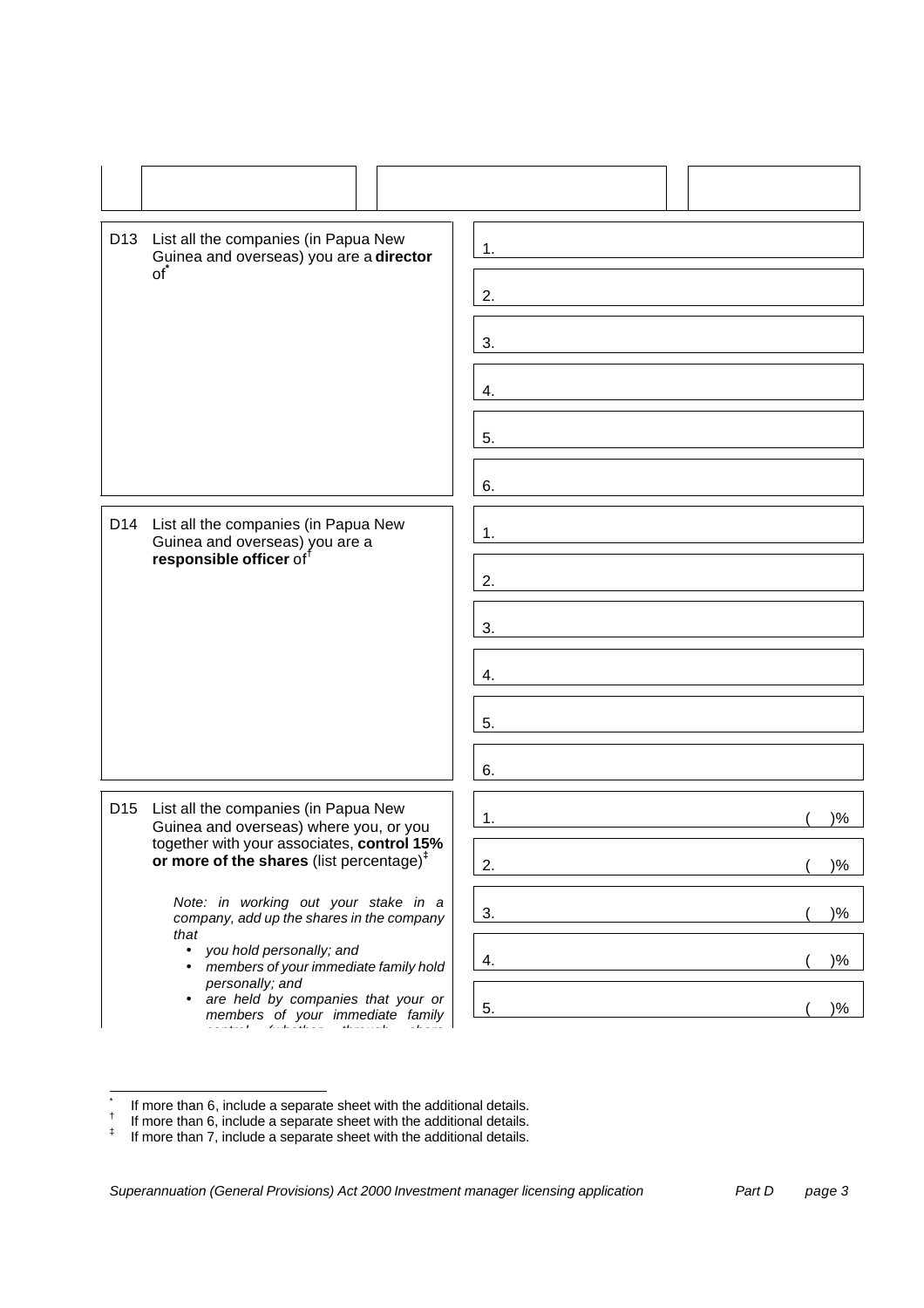| | | | |
|---|---|---|---|
| | | | |

| | |
|---|---|
| D13 List all the companies (in Papua New Guinea and overseas) you are a **director** of[*] | 1. |
| | 2. |
| | 3. |
| | 4. |
| | 5. |
| | 6. |
| D14 List all the companies (in Papua New Guinea and overseas) you are a **responsible officer** of[†] | 1. |
| | 2. |
| | 3. |
| | 4. |
| | 5. |
| | 6. |
| D15 List all the companies (in Papua New Guinea and overseas) where you, or you together with your associates, **control 15% or more of the shares** (list percentage)[‡] | 1. ( )% |
| | 2. ( )% |
| *Note: in working out your stake in a company, add up the shares in the company that* | 3. ( )% |
| • *you hold personally; and* • *members of your immediate family hold personally; and* | 4. ( )% |
| • *are held by companies that your or members of your immediate family* | 5. ( )% |

[*] If more than 6, include a separate sheet with the additional details.
[†] If more than 6, include a separate sheet with the additional details.
[‡] If more than 7, include a separate sheet with the additional details.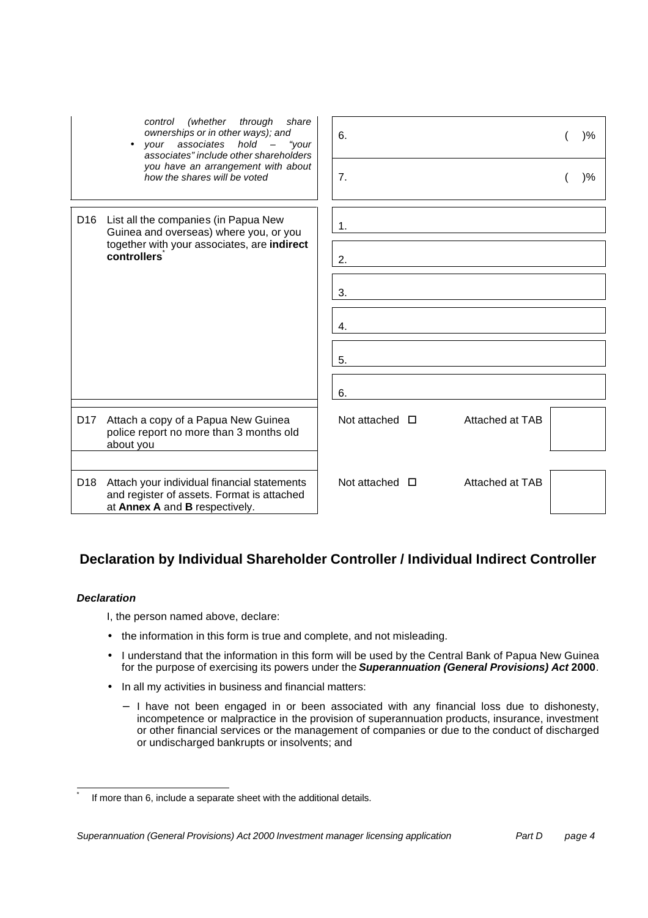| | | |
|---|---|---|
| | *control (whether through share ownerships or in other ways); and*<br>• *your associates hold – "your associates" include other shareholders you have an arrangement with about how the shares will be voted* | 6. ( )%<br>7. ( )% |
| D16 | List all the companies (in Papua New Guinea and overseas) where you, or you together with your associates, are **indirect controllers**[*] | 1.<br>2.<br>3.<br>4.<br>5.<br>6. |
| D17 | Attach a copy of a Papua New Guinea police report no more than 3 months old about you | Not attached ☐ Attached at TAB |
| D18 | Attach your individual financial statements and register of assets. Format is attached at **Annex A** and **B** respectively. | Not attached ☐ Attached at TAB |

## Declaration by Individual Shareholder Controller / Individual Indirect Controller

***Declaration***

I, the person named above, declare:

- the information in this form is true and complete, and not misleading.
- I understand that the information in this form will be used by the Central Bank of Papua New Guinea for the purpose of exercising its powers under the ***Superannuation (General Provisions) Act* 2000**.
- In all my activities in business and financial matters:
  - I have not been engaged in or been associated with any financial loss due to dishonesty, incompetence or malpractice in the provision of superannuation products, insurance, investment or other financial services or the management of companies or due to the conduct of discharged or undischarged bankrupts or insolvents; and

[*] If more than 6, include a separate sheet with the additional details.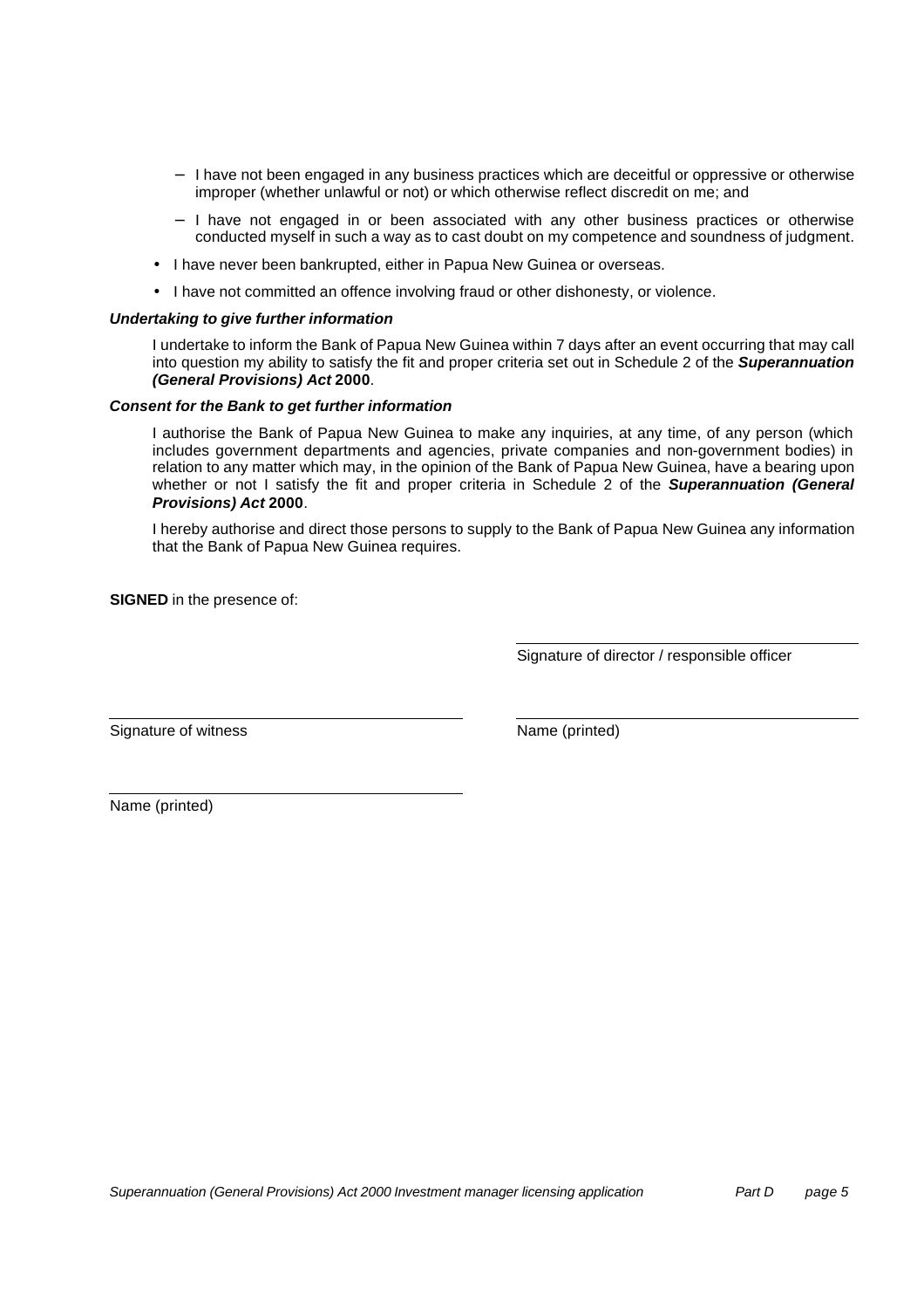- I have not been engaged in any business practices which are deceitful or oppressive or otherwise improper (whether unlawful or not) or which otherwise reflect discredit on me; and
  - I have not engaged in or been associated with any other business practices or otherwise conducted myself in such a way as to cast doubt on my competence and soundness of judgment.

- I have never been bankrupted, either in Papua New Guinea or overseas.
- I have not committed an offence involving fraud or other dishonesty, or violence.

***Undertaking to give further information***

I undertake to inform the Bank of Papua New Guinea within 7 days after an event occurring that may call into question my ability to satisfy the fit and proper criteria set out in Schedule 2 of the ***Superannuation (General Provisions) Act* 2000**.

***Consent for the Bank to get further information***

I authorise the Bank of Papua New Guinea to make any inquiries, at any time, of any person (which includes government departments and agencies, private companies and non-government bodies) in relation to any matter which may, in the opinion of the Bank of Papua New Guinea, have a bearing upon whether or not I satisfy the fit and proper criteria in Schedule 2 of the ***Superannuation (General Provisions) Act* 2000**.

I hereby authorise and direct those persons to supply to the Bank of Papua New Guinea any information that the Bank of Papua New Guinea requires.

**SIGNED** in the presence of:

\_\_\_\_\_\_\_\_\_\_\_\_\_\_\_\_\_\_\_\_\_\_\_\_\_\_\_\_\_\_\_\_\_\_\_\_\_\_\_\_

Signature of director / responsible officer

\_\_\_\_\_\_\_\_\_\_\_\_\_\_\_\_\_\_\_\_\_\_\_\_\_\_\_\_\_\_\_\_\_\_\_\_\_\_\_\_

Signature of witness

\_\_\_\_\_\_\_\_\_\_\_\_\_\_\_\_\_\_\_\_\_\_\_\_\_\_\_\_\_\_\_\_\_\_\_\_\_\_\_\_

Name (printed)

\_\_\_\_\_\_\_\_\_\_\_\_\_\_\_\_\_\_\_\_\_\_\_\_\_\_\_\_\_\_\_\_\_\_\_\_\_\_\_\_

Name (printed)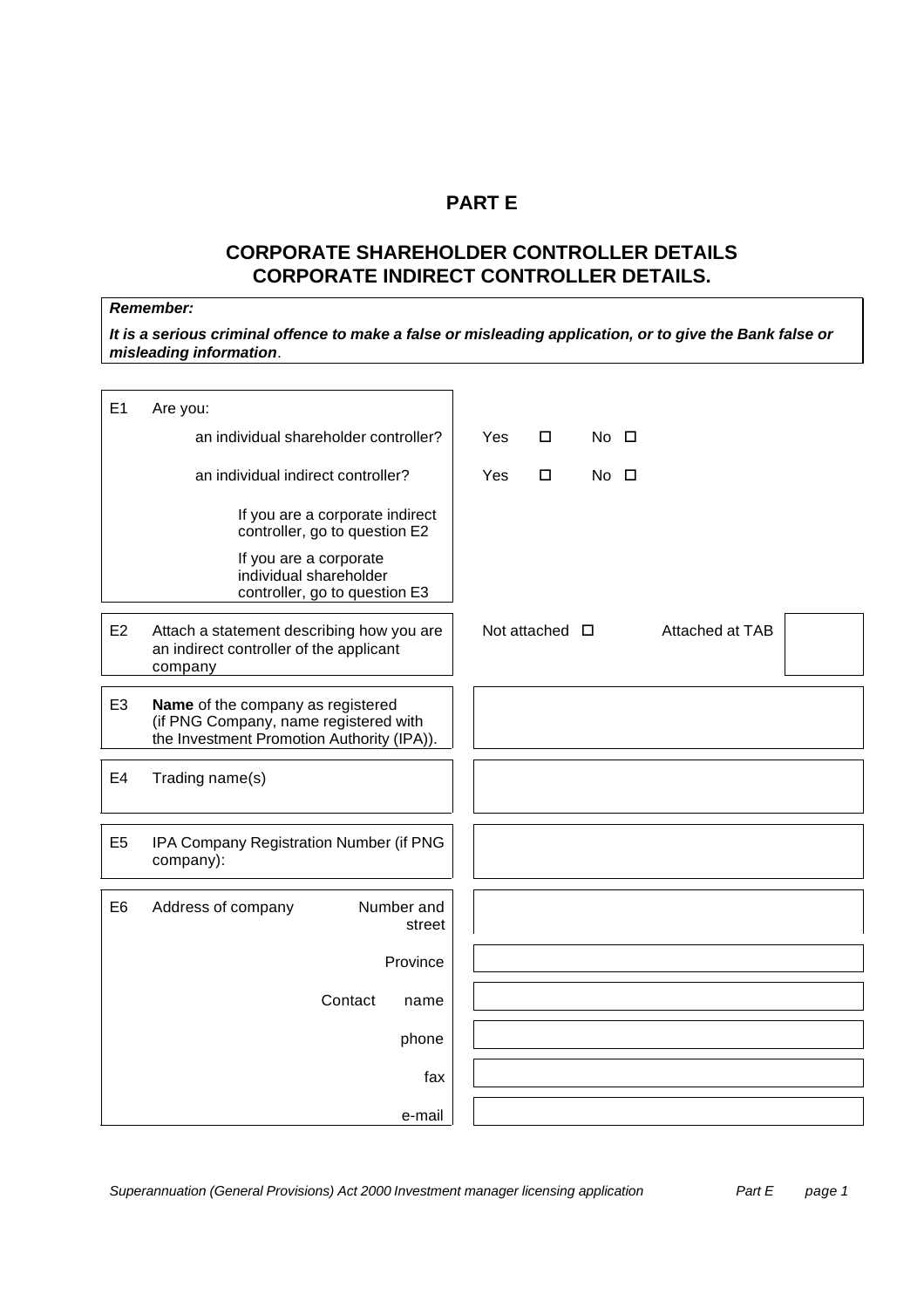# PART E

## CORPORATE SHAREHOLDER CONTROLLER DETAILS
## CORPORATE INDIRECT CONTROLLER DETAILS.

***Remember:***

***It is a serious criminal offence to make a false or misleading application, or to give the Bank false or misleading information***.

| | | |
|---|---|---|
| E1 | Are you: | |
| | an individual shareholder controller? | Yes ☐ No ☐ |
| | an individual indirect controller? | Yes ☐ No ☐ |
| | If you are a corporate indirect controller, go to question E2 | |
| | If you are a corporate individual shareholder controller, go to question E3 | |
| E2 | Attach a statement describing how you are an indirect controller of the applicant company | Not attached ☐ Attached at TAB |
| E3 | **Name** of the company as registered (if PNG Company, name registered with the Investment Promotion Authority (IPA)). | |
| E4 | Trading name(s) | |
| E5 | IPA Company Registration Number (if PNG company): | |
| E6 | Address of company — Number and street | |
| | Province | |
| | Contact name | |
| | phone | |
| | fax | |
| | e-mail | |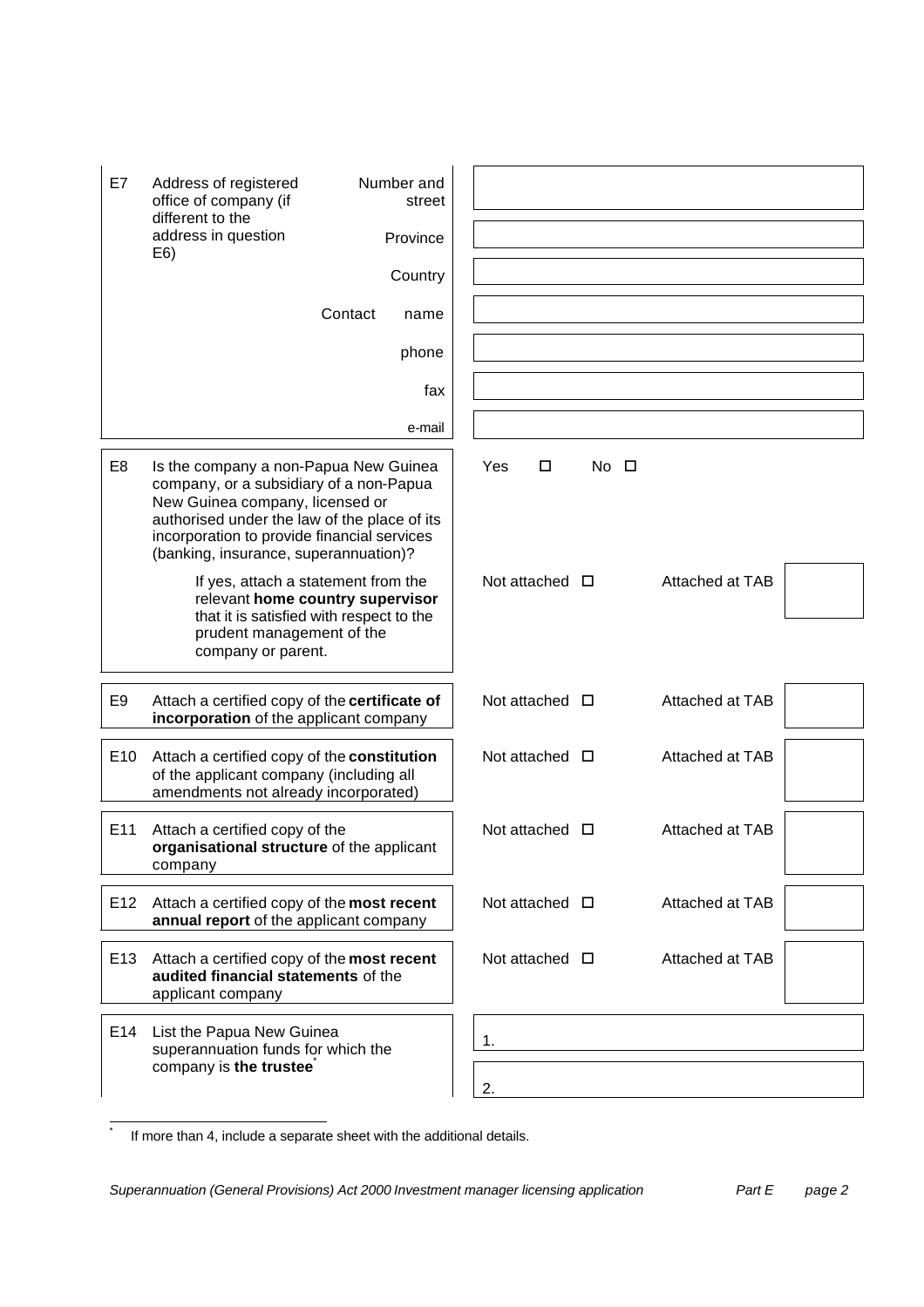| | | |
|---|---|---|
| E7 | Address of registered office of company (if different to the address in question E6) — Number and street | |
| | Province | |
| | Country | |
| | Contact name | |
| | phone | |
| | fax | |
| | e-mail | |
| E8 | Is the company a non-Papua New Guinea company, or a subsidiary of a non-Papua New Guinea company, licensed or authorised under the law of the place of its incorporation to provide financial services (banking, insurance, superannuation)? | Yes ☐ No ☐ |
| | If yes, attach a statement from the relevant **home country supervisor** that it is satisfied with respect to the prudent management of the company or parent. | Not attached ☐ Attached at TAB |
| E9 | Attach a certified copy of the **certificate of incorporation** of the applicant company | Not attached ☐ Attached at TAB |
| E10 | Attach a certified copy of the **constitution** of the applicant company (including all amendments not already incorporated) | Not attached ☐ Attached at TAB |
| E11 | Attach a certified copy of the **organisational structure** of the applicant company | Not attached ☐ Attached at TAB |
| E12 | Attach a certified copy of the **most recent annual report** of the applicant company | Not attached ☐ Attached at TAB |
| E13 | Attach a certified copy of the **most recent audited financial statements** of the applicant company | Not attached ☐ Attached at TAB |
| E14 | List the Papua New Guinea superannuation funds for which the company is **the trustee**[*] | 1. |
| | | 2. |

[*] If more than 4, include a separate sheet with the additional details.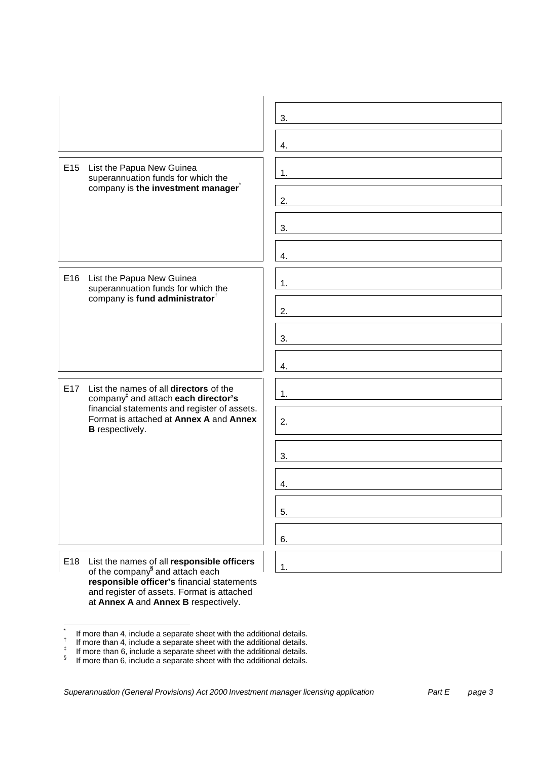| | |
|---|---|
| | 3. |
| | 4. |
| E15 List the Papua New Guinea superannuation funds for which the company is **the investment manager**[*] | 1. |
| | 2. |
| | 3. |
| | 4. |
| E16 List the Papua New Guinea superannuation funds for which the company is **fund administrator**[†] | 1. |
| | 2. |
| | 3. |
| | 4. |
| E17 List the names of all **directors** of the company[‡] and attach **each director's** financial statements and register of assets. Format is attached at **Annex A** and **Annex B** respectively. | 1. |
| | 2. |
| | 3. |
| | 4. |
| | 5. |
| | 6. |
| E18 List the names of all **responsible officers** of the company[§] and attach each **responsible officer's** financial statements and register of assets. Format is attached at **Annex A** and **Annex B** respectively. | 1. |

[*] If more than 4, include a separate sheet with the additional details.
[†] If more than 4, include a separate sheet with the additional details.
[‡] If more than 6, include a separate sheet with the additional details.
[§] If more than 6, include a separate sheet with the additional details.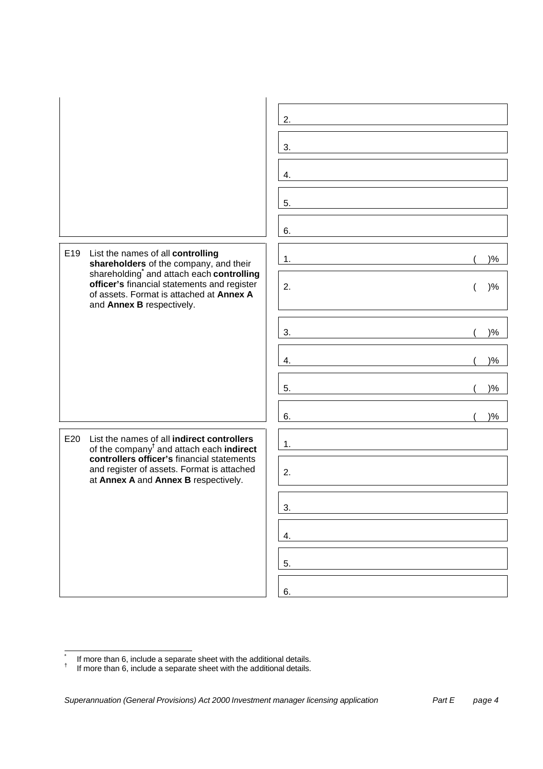| | |
|---|---|
| | 2. |
| | 3. |
| | 4. |
| | 5. |
| | 6. |
| E19 List the names of all **controlling shareholders** of the company, and their shareholding[*] and attach each **controlling officer's** financial statements and register of assets. Format is attached at **Annex A** and **Annex B** respectively. | 1. ( )% |
| | 2. ( )% |
| | 3. ( )% |
| | 4. ( )% |
| | 5. ( )% |
| | 6. ( )% |
| E20 List the names of all **indirect controllers** of the company[†] and attach each **indirect controllers officer's** financial statements and register of assets. Format is attached at **Annex A** and **Annex B** respectively. | 1. |
| | 2. |
| | 3. |
| | 4. |
| | 5. |
| | 6. |

[*] If more than 6, include a separate sheet with the additional details.
[†] If more than 6, include a separate sheet with the additional details.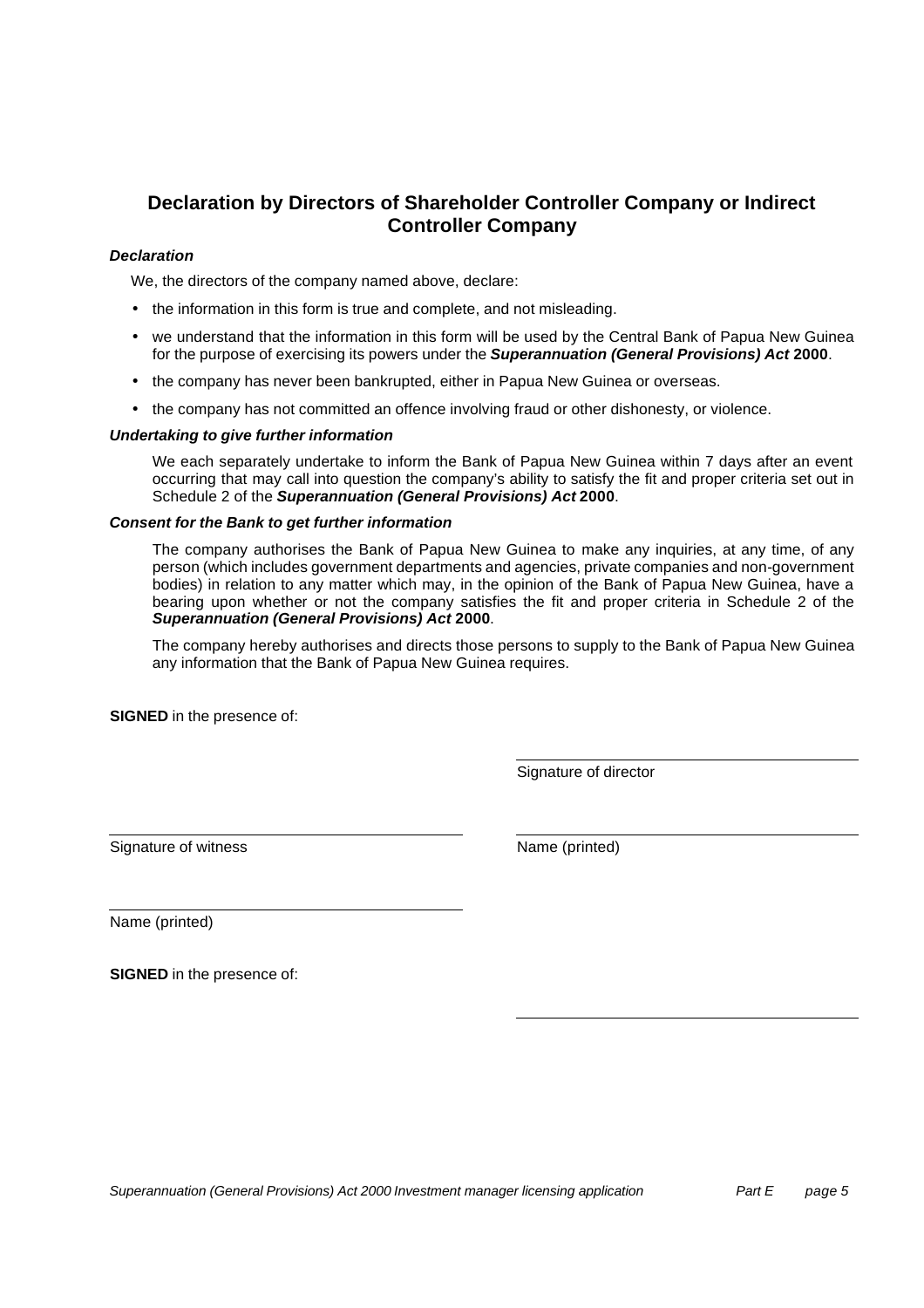## Declaration by Directors of Shareholder Controller Company or Indirect Controller Company

***Declaration***

We, the directors of the company named above, declare:

- the information in this form is true and complete, and not misleading.
- we understand that the information in this form will be used by the Central Bank of Papua New Guinea for the purpose of exercising its powers under the ***Superannuation (General Provisions) Act* 2000**.
- the company has never been bankrupted, either in Papua New Guinea or overseas.
- the company has not committed an offence involving fraud or other dishonesty, or violence.

***Undertaking to give further information***

We each separately undertake to inform the Bank of Papua New Guinea within 7 days after an event occurring that may call into question the company's ability to satisfy the fit and proper criteria set out in Schedule 2 of the ***Superannuation (General Provisions) Act* 2000**.

***Consent for the Bank to get further information***

The company authorises the Bank of Papua New Guinea to make any inquiries, at any time, of any person (which includes government departments and agencies, private companies and non-government bodies) in relation to any matter which may, in the opinion of the Bank of Papua New Guinea, have a bearing upon whether or not the company satisfies the fit and proper criteria in Schedule 2 of the ***Superannuation (General Provisions) Act* 2000**.

The company hereby authorises and directs those persons to supply to the Bank of Papua New Guinea any information that the Bank of Papua New Guinea requires.

**SIGNED** in the presence of:

Signature of director

Signature of witness

Name (printed)

Name (printed)

**SIGNED** in the presence of: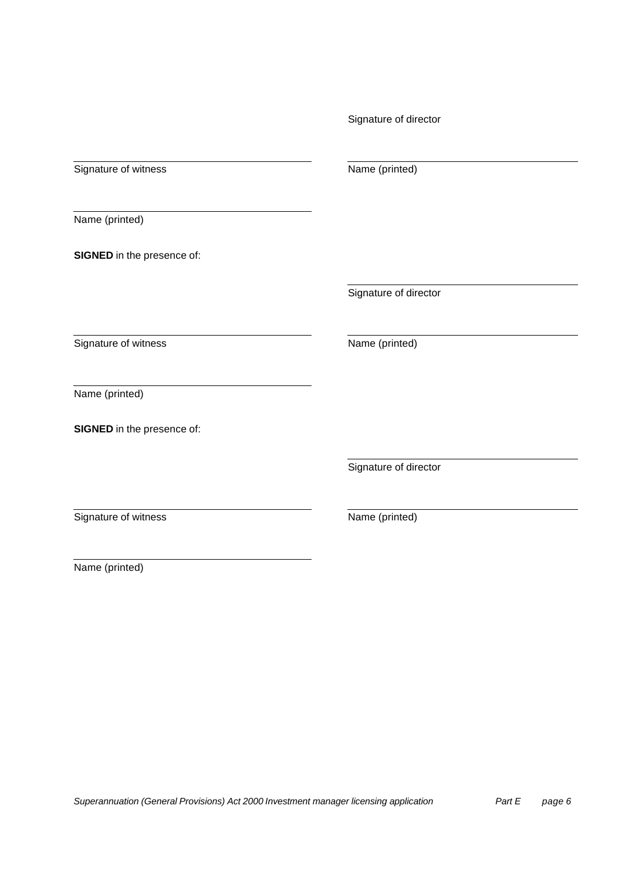Signature of director

| Signature of witness | Name (printed) |
|---|---|
| Name (printed) | |

**SIGNED** in the presence of:

Signature of director

| Signature of witness | Name (printed) |
|---|---|
| Name (printed) | |

**SIGNED** in the presence of:

Signature of director

| Signature of witness | Name (printed) |
|---|---|
| Name (printed) | |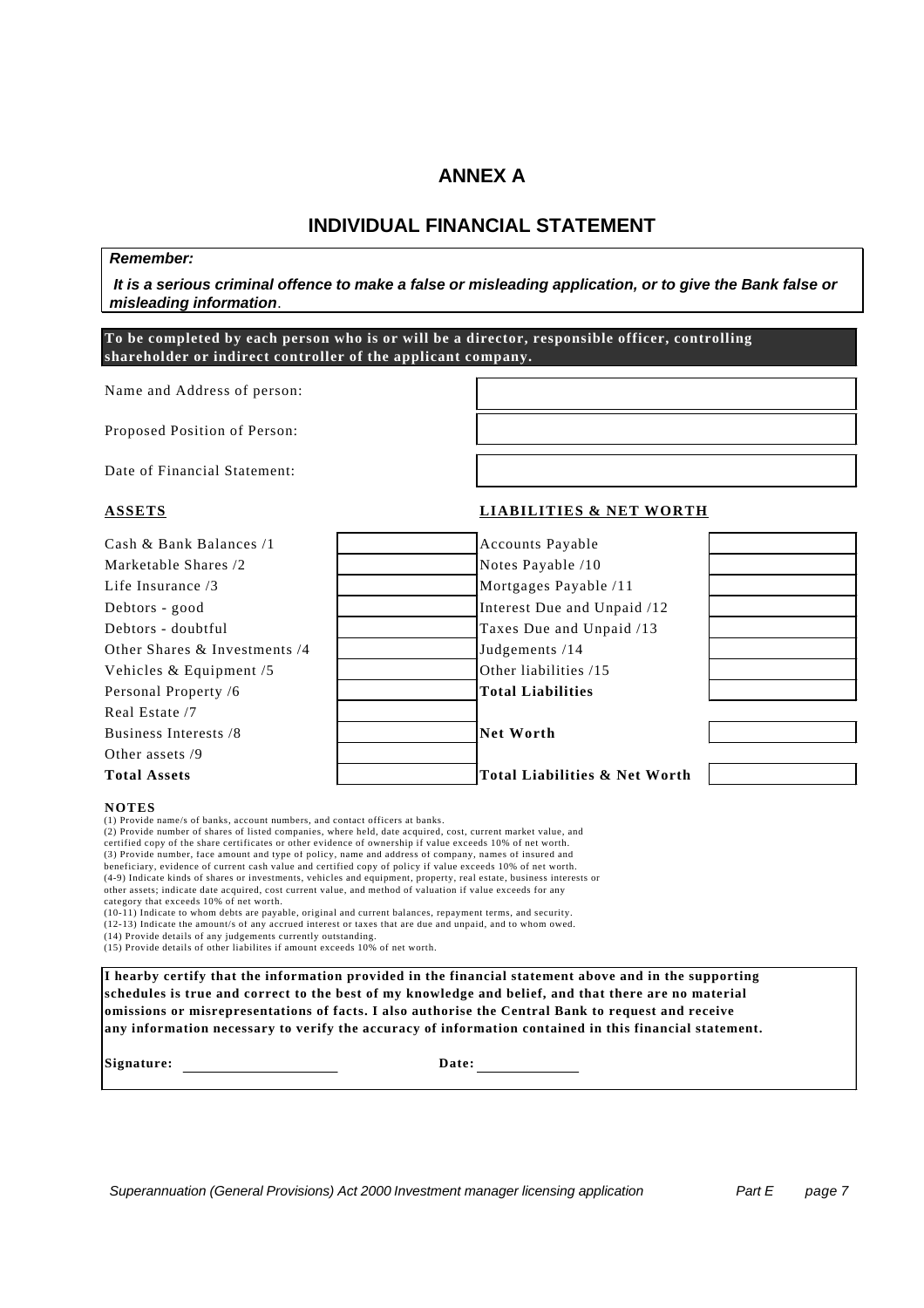# ANNEX A

## INDIVIDUAL FINANCIAL STATEMENT

***Remember:***

***It is a serious criminal offence to make a false or misleading application, or to give the Bank false or misleading information*.**

**To be completed by each person who is or will be a director, responsible officer, controlling shareholder or indirect controller of the applicant company.**

| | |
|---|---|
| Name and Address of person: | |
| Proposed Position of Person: | |
| Date of Financial Statement: | |

| **ASSETS** | | **LIABILITIES & NET WORTH** | |
|---|---|---|---|
| Cash & Bank Balances /1 | | Accounts Payable | |
| Marketable Shares /2 | | Notes Payable /10 | |
| Life Insurance /3 | | Mortgages Payable /11 | |
| Debtors - good | | Interest Due and Unpaid /12 | |
| Debtors - doubtful | | Taxes Due and Unpaid /13 | |
| Other Shares & Investments /4 | | Judgements /14 | |
| Vehicles & Equipment /5 | | Other liabilities /15 | |
| Personal Property /6 | | **Total Liabilities** | |
| Real Estate /7 | | | |
| Business Interests /8 | | **Net Worth** | |
| Other assets /9 | | | |
| **Total Assets** | | **Total Liabilities & Net Worth** | |

**NOTES**

(1) Provide name/s of banks, account numbers, and contact officers at banks.
(2) Provide number of shares of listed companies, where held, date acquired, cost, current market value, and certified copy of the share certificates or other evidence of ownership if value exceeds 10% of net worth.
(3) Provide number, face amount and type of policy, name and address of company, names of insured and beneficiary, evidence of current cash value and certified copy of policy if value exceeds 10% of net worth.
(4-9) Indicate kinds of shares or investments, vehicles and equipment, property, real estate, business interests or other assets; indicate date acquired, cost current value, and method of valuation if value exceeds for any category that exceeds 10% of net worth.
(10-11) Indicate to whom debts are payable, original and current balances, repayment terms, and security.
(12-13) Indicate the amount/s of any accrued interest or taxes that are due and unpaid, and to whom owed.
(14) Provide details of any judgements currently outstanding.
(15) Provide details of other liabilites if amount exceeds 10% of net worth.

**I hearby certify that the information provided in the financial statement above and in the supporting schedules is true and correct to the best of my knowledge and belief, and that there are no material omissions or misrepresentations of facts. I also authorise the Central Bank to request and receive any information necessary to verify the accuracy of information contained in this financial statement.**

**Signature:** ____________________ **Date:** ____________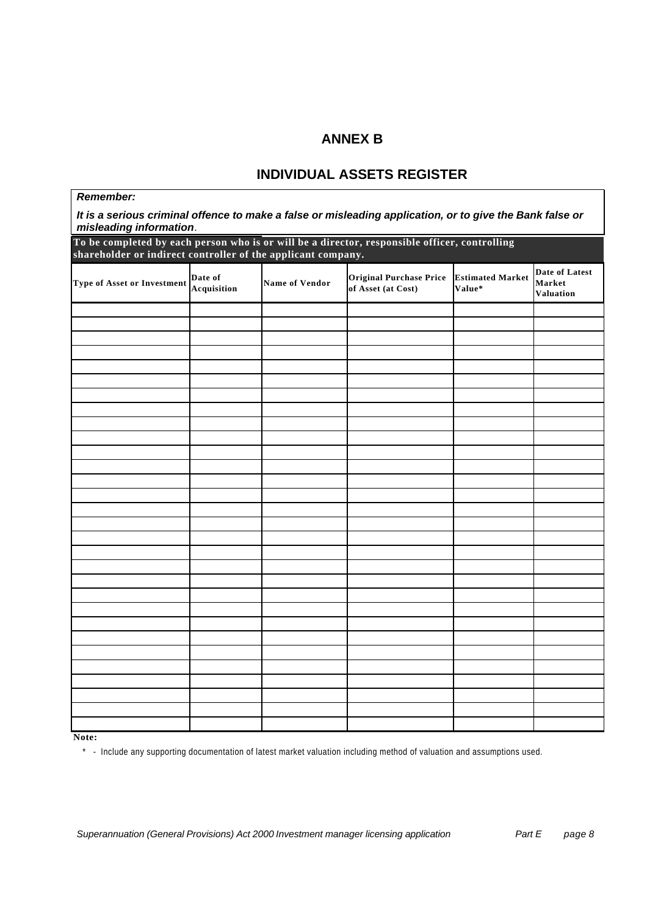# ANNEX B

## INDIVIDUAL ASSETS REGISTER

***Remember:***

***It is a serious criminal offence to make a false or misleading application, or to give the Bank false or misleading information***.

**To be completed by each person who is or will be a director, responsible officer, controlling shareholder or indirect controller of the applicant company.**

| Type of Asset or Investment | Date of Acquisition | Name of Vendor | Original Purchase Price of Asset (at Cost) | Estimated Market Value* | Date of Latest Market Valuation |
|---|---|---|---|---|---|
| | | | | | |
| | | | | | |
| | | | | | |
| | | | | | |
| | | | | | |
| | | | | | |
| | | | | | |
| | | | | | |
| | | | | | |
| | | | | | |
| | | | | | |
| | | | | | |
| | | | | | |
| | | | | | |
| | | | | | |
| | | | | | |
| | | | | | |
| | | | | | |
| | | | | | |
| | | | | | |
| | | | | | |
| | | | | | |
| | | | | | |
| | | | | | |
| | | | | | |
| | | | | | |
| | | | | | |
| | | | | | |
| | | | | | |
| | | | | | |

**Note:**

\* - Include any supporting documentation of latest market valuation including method of valuation and assumptions used.